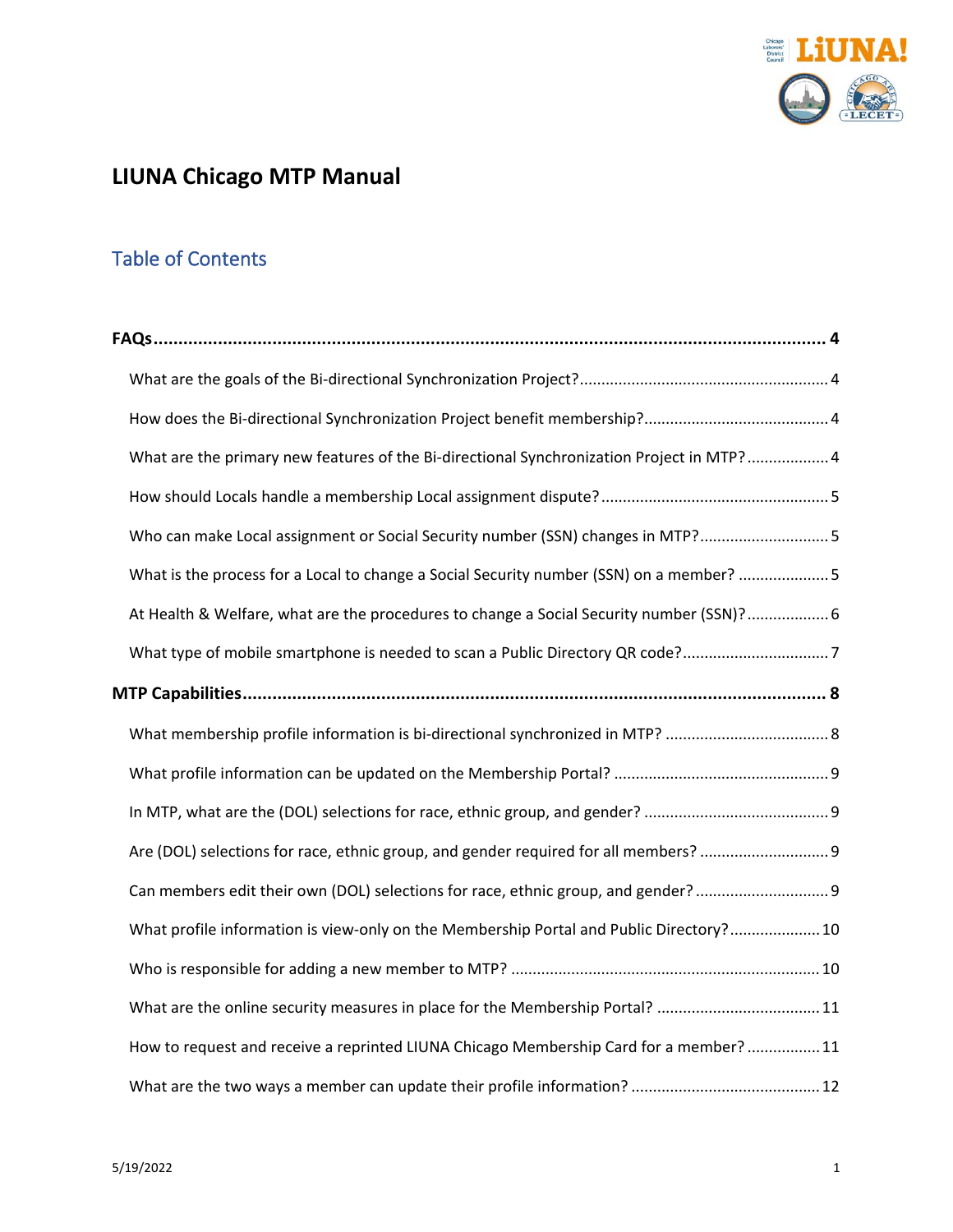# LIUNA Chicago MTP Manual

## Table of Contents

**FAQs** ..... 4

- What are the goals of the Bi-directional Synchronization Project? ..... 4
- How does the Bi-directional Synchronization Project benefit membership? ..... 4
- What are the primary new features of the Bi-directional Synchronization Project in MTP? ..... 4
- How should Locals handle a membership Local assignment dispute? ..... 5
- Who can make Local assignment or Social Security number (SSN) changes in MTP? ..... 5
- What is the process for a Local to change a Social Security number (SSN) on a member? ..... 5
- At Health & Welfare, what are the procedures to change a Social Security number (SSN)? ..... 6
- What type of mobile smartphone is needed to scan a Public Directory QR code? ..... 7

**MTP Capabilities** ..... 8

- What membership profile information is bi-directional synchronized in MTP? ..... 8
- What profile information can be updated on the Membership Portal? ..... 9
- In MTP, what are the (DOL) selections for race, ethnic group, and gender? ..... 9
- Are (DOL) selections for race, ethnic group, and gender required for all members? ..... 9
- Can members edit their own (DOL) selections for race, ethnic group, and gender? ..... 9
- What profile information is view-only on the Membership Portal and Public Directory? ..... 10
- Who is responsible for adding a new member to MTP? ..... 10
- What are the online security measures in place for the Membership Portal? ..... 11
- How to request and receive a reprinted LIUNA Chicago Membership Card for a member? ..... 11
- What are the two ways a member can update their profile information? ..... 12

5/19/2022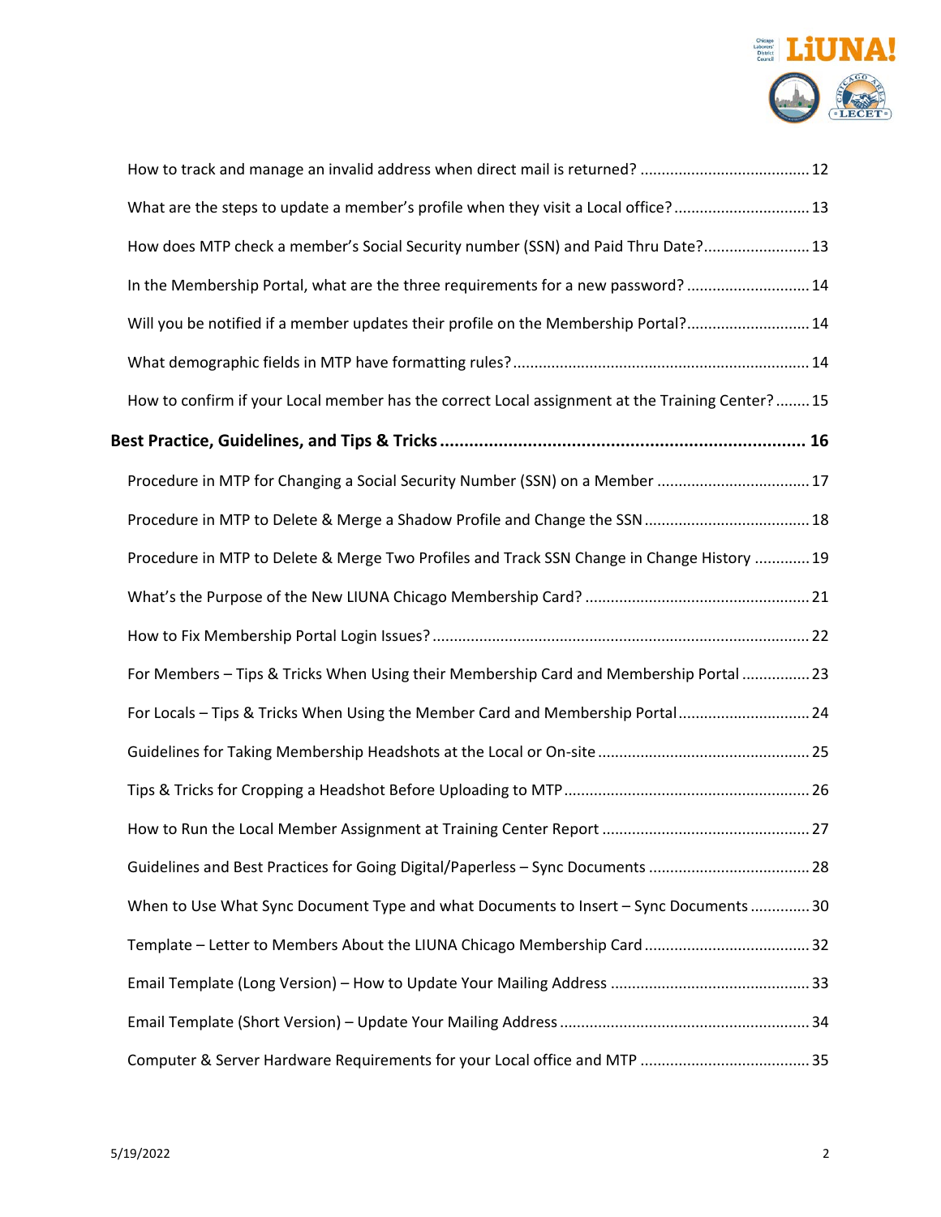How to track and manage an invalid address when direct mail is returned? ....................................... 12

What are the steps to update a member's profile when they visit a Local office? ............................... 13

How does MTP check a member's Social Security number (SSN) and Paid Thru Date? ........................ 13

In the Membership Portal, what are the three requirements for a new password? ............................ 14

Will you be notified if a member updates their profile on the Membership Portal? ............................ 14

What demographic fields in MTP have formatting rules? .................................................................... 14

How to confirm if your Local member has the correct Local assignment at the Training Center? ........ 15

**Best Practice, Guidelines, and Tips & Tricks ......................................................................... 16**

Procedure in MTP for Changing a Social Security Number (SSN) on a Member .................................. 17

Procedure in MTP to Delete & Merge a Shadow Profile and Change the SSN ...................................... 18

Procedure in MTP to Delete & Merge Two Profiles and Track SSN Change in Change History ............ 19

What's the Purpose of the New LIUNA Chicago Membership Card? .................................................... 21

How to Fix Membership Portal Login Issues? ....................................................................................... 22

For Members – Tips & Tricks When Using their Membership Card and Membership Portal ................ 23

For Locals – Tips & Tricks When Using the Member Card and Membership Portal .............................. 24

Guidelines for Taking Membership Headshots at the Local or On-site ................................................. 25

Tips & Tricks for Cropping a Headshot Before Uploading to MTP ........................................................ 26

How to Run the Local Member Assignment at Training Center Report ................................................ 27

Guidelines and Best Practices for Going Digital/Paperless – Sync Documents ..................................... 28

When to Use What Sync Document Type and what Documents to Insert – Sync Documents ............. 30

Template – Letter to Members About the LIUNA Chicago Membership Card ...................................... 32

Email Template (Long Version) – How to Update Your Mailing Address .............................................. 33

Email Template (Short Version) – Update Your Mailing Address .......................................................... 34

Computer & Server Hardware Requirements for your Local office and MTP ....................................... 35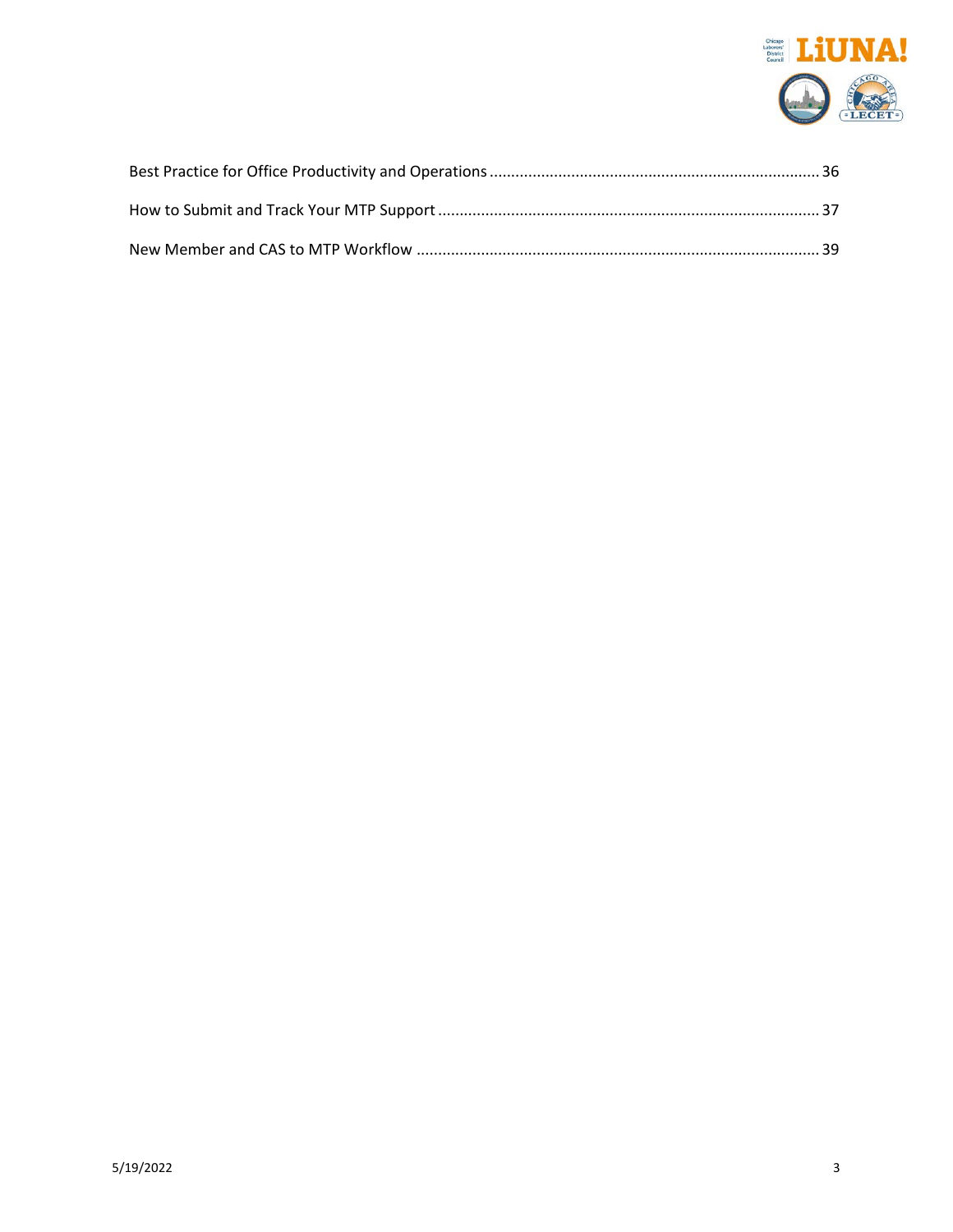Best Practice for Office Productivity and Operations ............................................................................ 36

How to Submit and Track Your MTP Support ......................................................................................... 37

New Member and CAS to MTP Workflow .............................................................................................. 39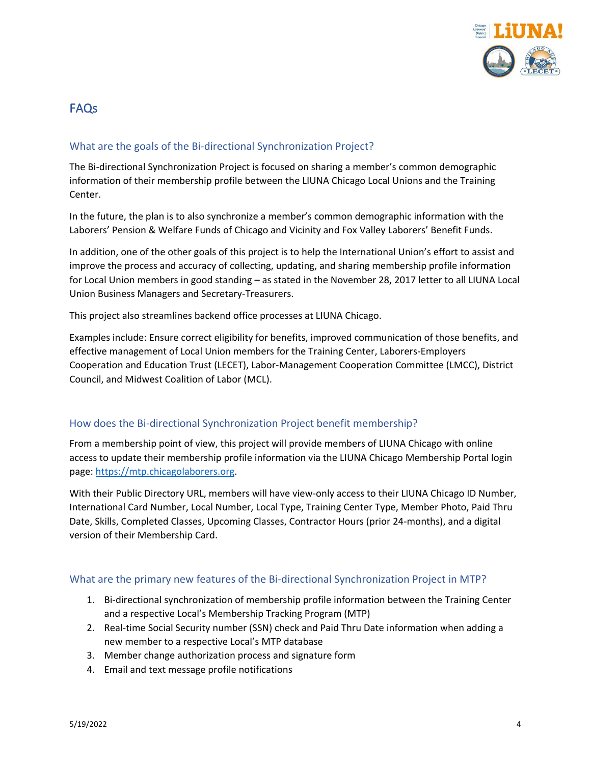## FAQs

### What are the goals of the Bi-directional Synchronization Project?

The Bi-directional Synchronization Project is focused on sharing a member's common demographic information of their membership profile between the LIUNA Chicago Local Unions and the Training Center.

In the future, the plan is to also synchronize a member's common demographic information with the Laborers' Pension & Welfare Funds of Chicago and Vicinity and Fox Valley Laborers' Benefit Funds.

In addition, one of the other goals of this project is to help the International Union's effort to assist and improve the process and accuracy of collecting, updating, and sharing membership profile information for Local Union members in good standing – as stated in the November 28, 2017 letter to all LIUNA Local Union Business Managers and Secretary-Treasurers.

This project also streamlines backend office processes at LIUNA Chicago.

Examples include: Ensure correct eligibility for benefits, improved communication of those benefits, and effective management of Local Union members for the Training Center, Laborers-Employers Cooperation and Education Trust (LECET), Labor-Management Cooperation Committee (LMCC), District Council, and Midwest Coalition of Labor (MCL).

### How does the Bi-directional Synchronization Project benefit membership?

From a membership point of view, this project will provide members of LIUNA Chicago with online access to update their membership profile information via the LIUNA Chicago Membership Portal login page: https://mtp.chicagolaborers.org.

With their Public Directory URL, members will have view-only access to their LIUNA Chicago ID Number, International Card Number, Local Number, Local Type, Training Center Type, Member Photo, Paid Thru Date, Skills, Completed Classes, Upcoming Classes, Contractor Hours (prior 24-months), and a digital version of their Membership Card.

### What are the primary new features of the Bi-directional Synchronization Project in MTP?

1. Bi-directional synchronization of membership profile information between the Training Center and a respective Local's Membership Tracking Program (MTP)
2. Real-time Social Security number (SSN) check and Paid Thru Date information when adding a new member to a respective Local's MTP database
3. Member change authorization process and signature form
4. Email and text message profile notifications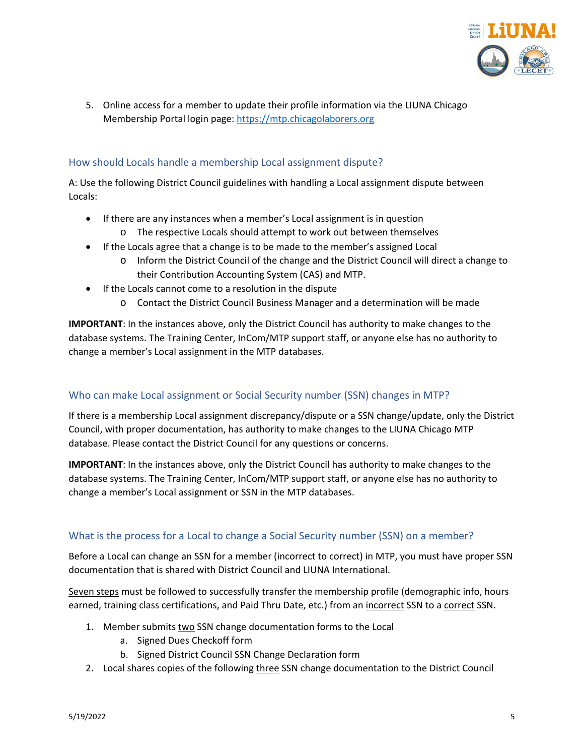5. Online access for a member to update their profile information via the LIUNA Chicago Membership Portal login page: https://mtp.chicagolaborers.org

## How should Locals handle a membership Local assignment dispute?

A: Use the following District Council guidelines with handling a Local assignment dispute between Locals:

- If there are any instances when a member's Local assignment is in question
  - The respective Locals should attempt to work out between themselves
- If the Locals agree that a change is to be made to the member's assigned Local
  - Inform the District Council of the change and the District Council will direct a change to their Contribution Accounting System (CAS) and MTP.
- If the Locals cannot come to a resolution in the dispute
  - Contact the District Council Business Manager and a determination will be made

**IMPORTANT**: In the instances above, only the District Council has authority to make changes to the database systems. The Training Center, InCom/MTP support staff, or anyone else has no authority to change a member's Local assignment in the MTP databases.

## Who can make Local assignment or Social Security number (SSN) changes in MTP?

If there is a membership Local assignment discrepancy/dispute or a SSN change/update, only the District Council, with proper documentation, has authority to make changes to the LIUNA Chicago MTP database. Please contact the District Council for any questions or concerns.

**IMPORTANT**: In the instances above, only the District Council has authority to make changes to the database systems. The Training Center, InCom/MTP support staff, or anyone else has no authority to change a member's Local assignment or SSN in the MTP databases.

## What is the process for a Local to change a Social Security number (SSN) on a member?

Before a Local can change an SSN for a member (incorrect to correct) in MTP, you must have proper SSN documentation that is shared with District Council and LIUNA International.

Seven steps must be followed to successfully transfer the membership profile (demographic info, hours earned, training class certifications, and Paid Thru Date, etc.) from an incorrect SSN to a correct SSN.

1. Member submits two SSN change documentation forms to the Local
   a. Signed Dues Checkoff form
   b. Signed District Council SSN Change Declaration form
2. Local shares copies of the following three SSN change documentation to the District Council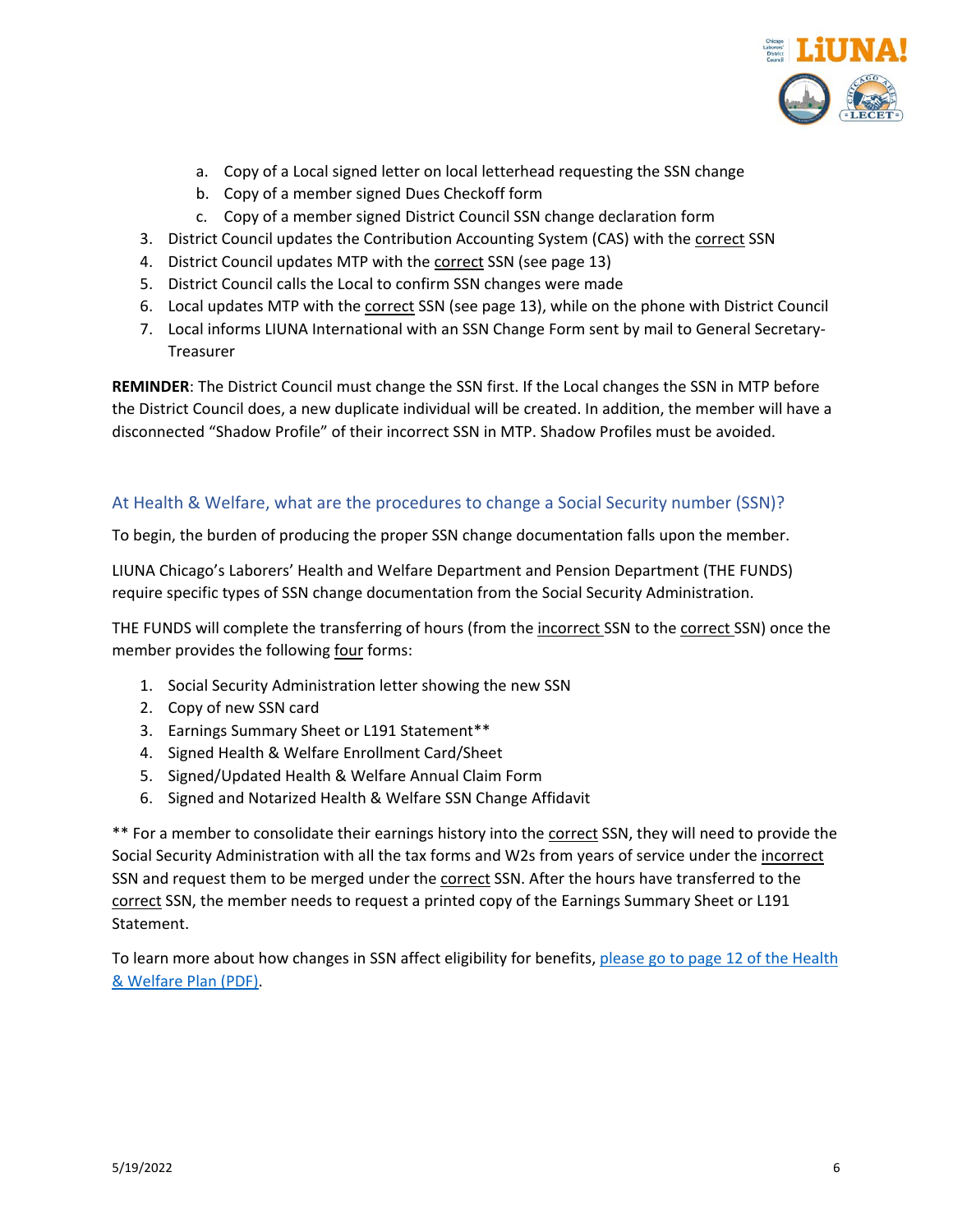a. Copy of a Local signed letter on local letterhead requesting the SSN change
   b. Copy of a member signed Dues Checkoff form
   c. Copy of a member signed District Council SSN change declaration form
3. District Council updates the Contribution Accounting System (CAS) with the correct SSN
4. District Council updates MTP with the correct SSN (see page 13)
5. District Council calls the Local to confirm SSN changes were made
6. Local updates MTP with the correct SSN (see page 13), while on the phone with District Council
7. Local informs LIUNA International with an SSN Change Form sent by mail to General Secretary-Treasurer

**REMINDER**: The District Council must change the SSN first. If the Local changes the SSN in MTP before the District Council does, a new duplicate individual will be created. In addition, the member will have a disconnected "Shadow Profile" of their incorrect SSN in MTP. Shadow Profiles must be avoided.

### At Health & Welfare, what are the procedures to change a Social Security number (SSN)?

To begin, the burden of producing the proper SSN change documentation falls upon the member.

LIUNA Chicago's Laborers' Health and Welfare Department and Pension Department (THE FUNDS) require specific types of SSN change documentation from the Social Security Administration.

THE FUNDS will complete the transferring of hours (from the incorrect SSN to the correct SSN) once the member provides the following four forms:

1. Social Security Administration letter showing the new SSN
2. Copy of new SSN card
3. Earnings Summary Sheet or L191 Statement**
4. Signed Health & Welfare Enrollment Card/Sheet
5. Signed/Updated Health & Welfare Annual Claim Form
6. Signed and Notarized Health & Welfare SSN Change Affidavit

** For a member to consolidate their earnings history into the correct SSN, they will need to provide the Social Security Administration with all the tax forms and W2s from years of service under the incorrect SSN and request them to be merged under the correct SSN. After the hours have transferred to the correct SSN, the member needs to request a printed copy of the Earnings Summary Sheet or L191 Statement.

To learn more about how changes in SSN affect eligibility for benefits, please go to page 12 of the Health & Welfare Plan (PDF).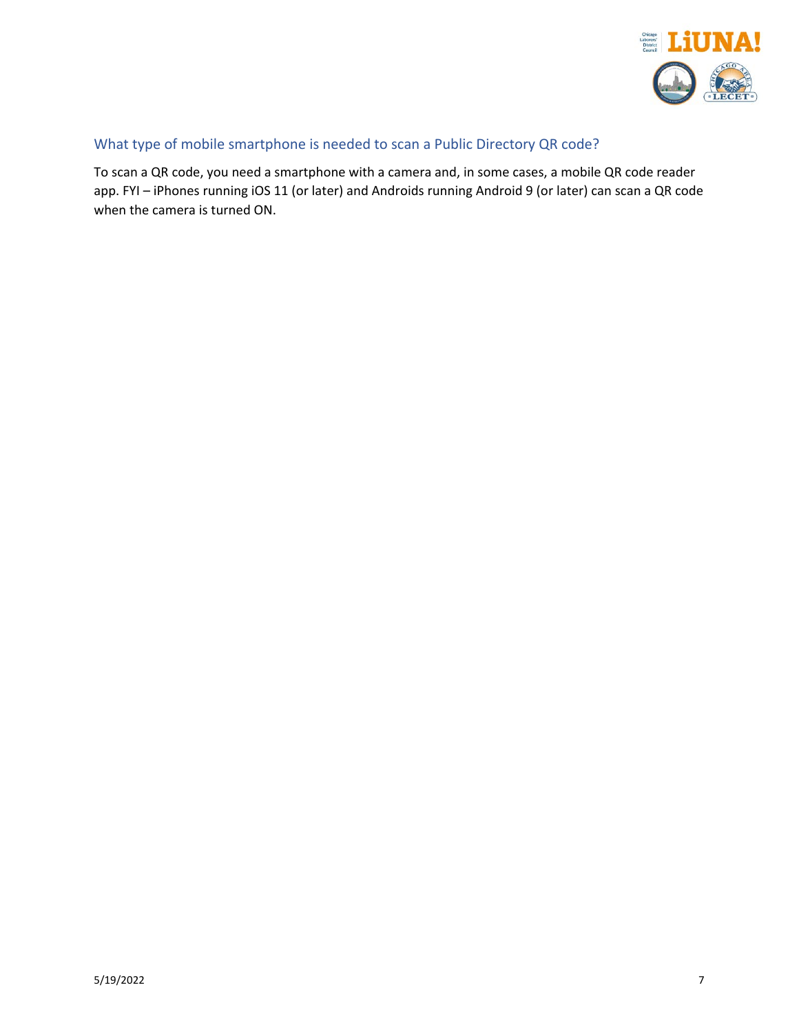## What type of mobile smartphone is needed to scan a Public Directory QR code?

To scan a QR code, you need a smartphone with a camera and, in some cases, a mobile QR code reader app. FYI – iPhones running iOS 11 (or later) and Androids running Android 9 (or later) can scan a QR code when the camera is turned ON.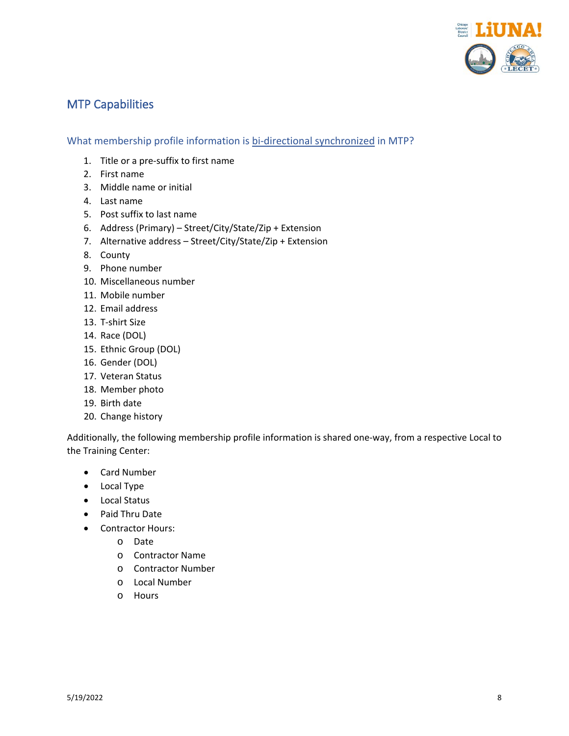## MTP Capabilities

### What membership profile information is bi-directional synchronized in MTP?

1. Title or a pre-suffix to first name
2. First name
3. Middle name or initial
4. Last name
5. Post suffix to last name
6. Address (Primary) – Street/City/State/Zip + Extension
7. Alternative address – Street/City/State/Zip + Extension
8. County
9. Phone number
10. Miscellaneous number
11. Mobile number
12. Email address
13. T-shirt Size
14. Race (DOL)
15. Ethnic Group (DOL)
16. Gender (DOL)
17. Veteran Status
18. Member photo
19. Birth date
20. Change history

Additionally, the following membership profile information is shared one-way, from a respective Local to the Training Center:

- Card Number
- Local Type
- Local Status
- Paid Thru Date
- Contractor Hours:
  - Date
  - Contractor Name
  - Contractor Number
  - Local Number
  - Hours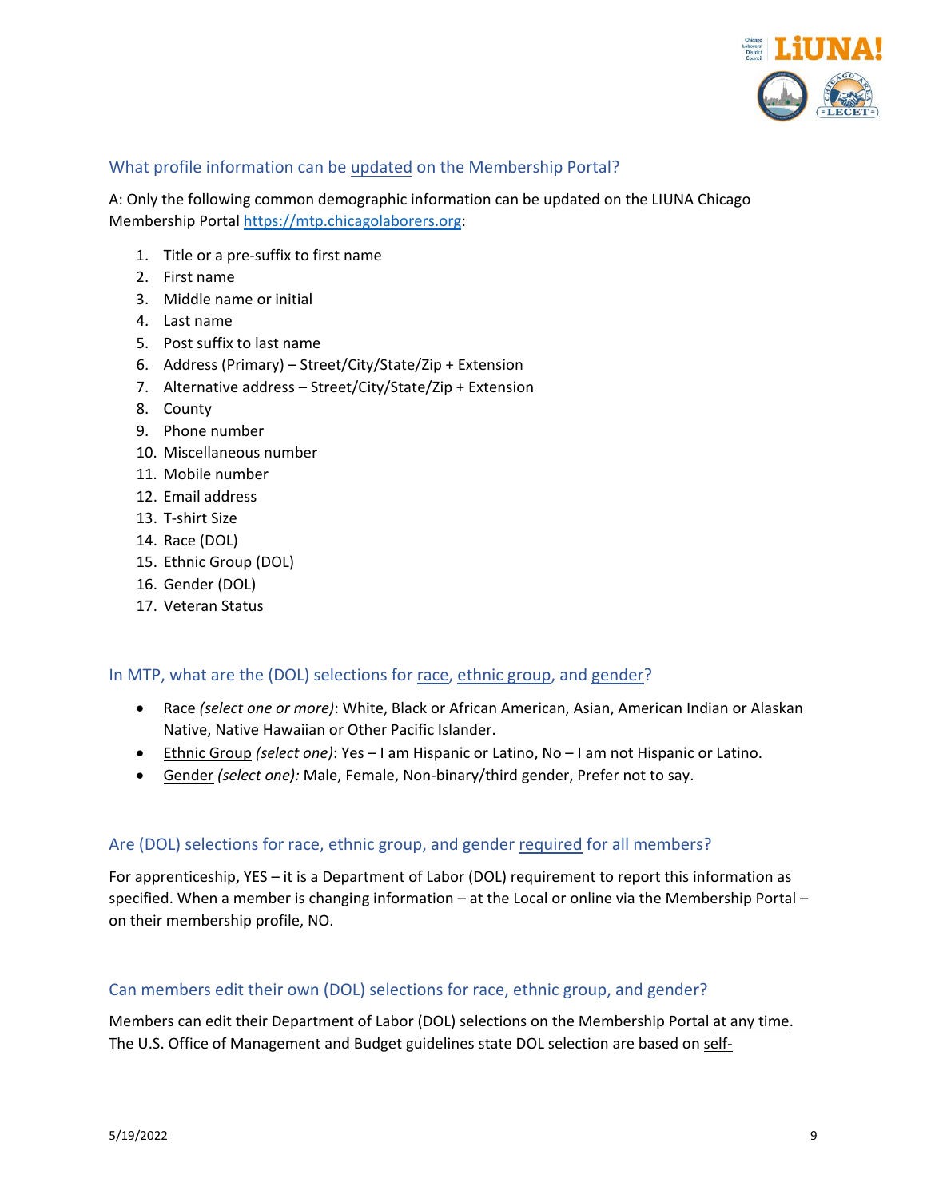### What profile information can be updated on the Membership Portal?

A: Only the following common demographic information can be updated on the LIUNA Chicago Membership Portal https://mtp.chicagolaborers.org:

1. Title or a pre-suffix to first name
2. First name
3. Middle name or initial
4. Last name
5. Post suffix to last name
6. Address (Primary) – Street/City/State/Zip + Extension
7. Alternative address – Street/City/State/Zip + Extension
8. County
9. Phone number
10. Miscellaneous number
11. Mobile number
12. Email address
13. T-shirt Size
14. Race (DOL)
15. Ethnic Group (DOL)
16. Gender (DOL)
17. Veteran Status

### In MTP, what are the (DOL) selections for race, ethnic group, and gender?

- Race *(select one or more)*: White, Black or African American, Asian, American Indian or Alaskan Native, Native Hawaiian or Other Pacific Islander.
- Ethnic Group *(select one)*: Yes – I am Hispanic or Latino, No – I am not Hispanic or Latino.
- Gender *(select one):* Male, Female, Non-binary/third gender, Prefer not to say.

### Are (DOL) selections for race, ethnic group, and gender required for all members?

For apprenticeship, YES – it is a Department of Labor (DOL) requirement to report this information as specified. When a member is changing information – at the Local or online via the Membership Portal – on their membership profile, NO.

### Can members edit their own (DOL) selections for race, ethnic group, and gender?

Members can edit their Department of Labor (DOL) selections on the Membership Portal at any time. The U.S. Office of Management and Budget guidelines state DOL selection are based on self-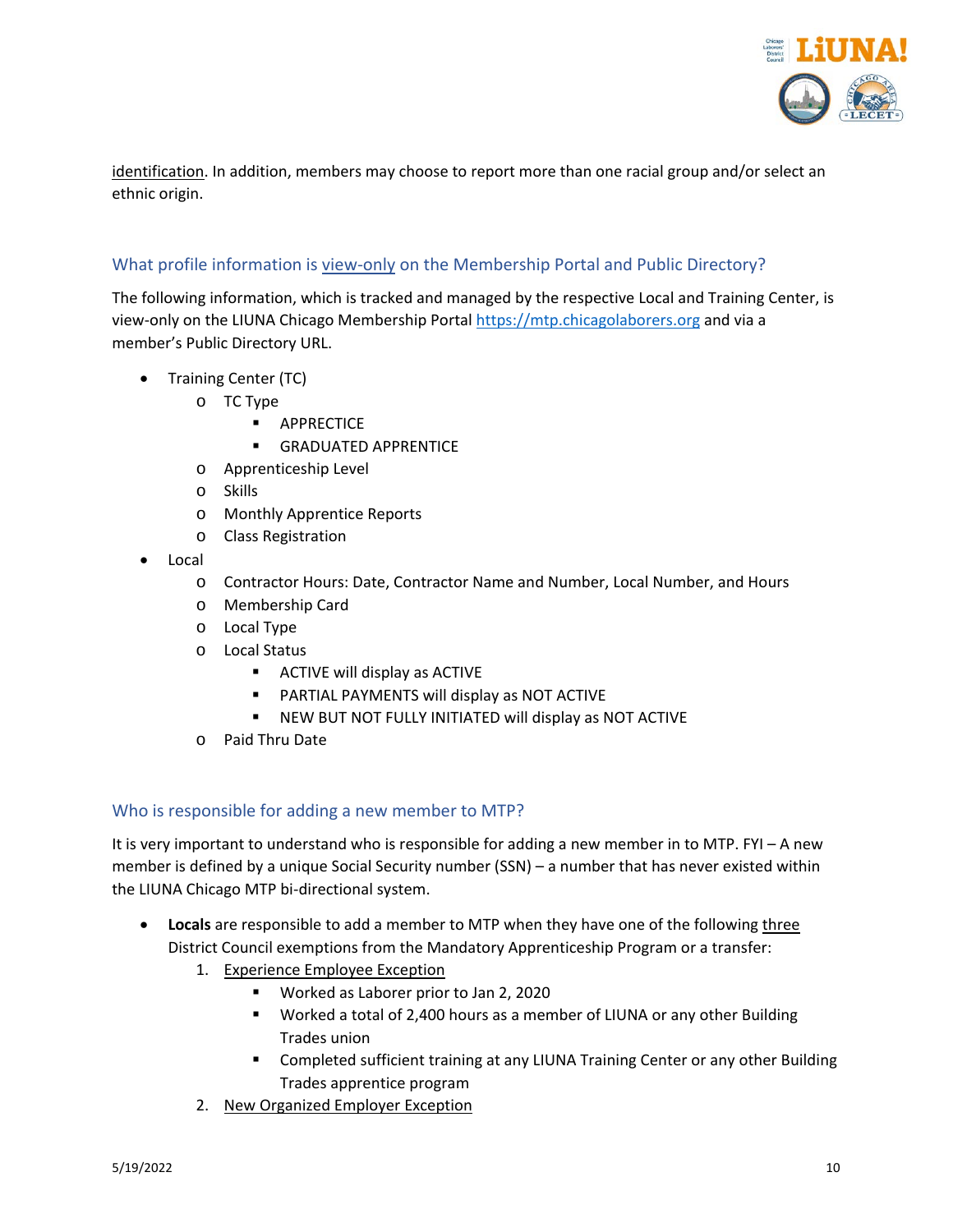identification. In addition, members may choose to report more than one racial group and/or select an ethnic origin.

### What profile information is view-only on the Membership Portal and Public Directory?

The following information, which is tracked and managed by the respective Local and Training Center, is view-only on the LIUNA Chicago Membership Portal https://mtp.chicagolaborers.org and via a member's Public Directory URL.

- Training Center (TC)
  - TC Type
    - APPRECTICE
    - GRADUATED APPRENTICE
  - Apprenticeship Level
  - Skills
  - Monthly Apprentice Reports
  - Class Registration
- Local
  - Contractor Hours: Date, Contractor Name and Number, Local Number, and Hours
  - Membership Card
  - Local Type
  - Local Status
    - ACTIVE will display as ACTIVE
    - PARTIAL PAYMENTS will display as NOT ACTIVE
    - NEW BUT NOT FULLY INITIATED will display as NOT ACTIVE
  - Paid Thru Date

### Who is responsible for adding a new member to MTP?

It is very important to understand who is responsible for adding a new member in to MTP. FYI – A new member is defined by a unique Social Security number (SSN) – a number that has never existed within the LIUNA Chicago MTP bi-directional system.

- **Locals** are responsible to add a member to MTP when they have one of the following three District Council exemptions from the Mandatory Apprenticeship Program or a transfer:
  1. Experience Employee Exception
     - Worked as Laborer prior to Jan 2, 2020
     - Worked a total of 2,400 hours as a member of LIUNA or any other Building Trades union
     - Completed sufficient training at any LIUNA Training Center or any other Building Trades apprentice program
  2. New Organized Employer Exception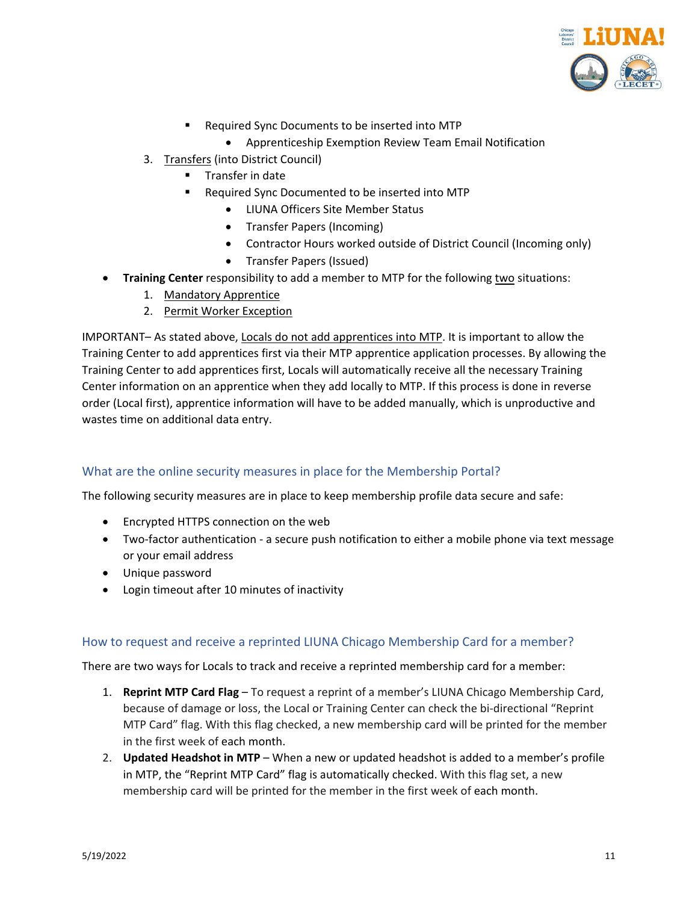- Required Sync Documents to be inserted into MTP
                - Apprenticeship Exemption Review Team Email Notification
    3. <u>Transfers</u> (into District Council)
        - Transfer in date
        - Required Sync Documented to be inserted into MTP
            - LIUNA Officers Site Member Status
            - Transfer Papers (Incoming)
            - Contractor Hours worked outside of District Council (Incoming only)
            - Transfer Papers (Issued)
- **Training Center** responsibility to add a member to MTP for the following <u>two</u> situations:
    1. <u>Mandatory Apprentice</u>
    2. <u>Permit Worker Exception</u>

IMPORTANT– As stated above, <u>Locals do not add apprentices into MTP</u>. It is important to allow the Training Center to add apprentices first via their MTP apprentice application processes. By allowing the Training Center to add apprentices first, Locals will automatically receive all the necessary Training Center information on an apprentice when they add locally to MTP. If this process is done in reverse order (Local first), apprentice information will have to be added manually, which is unproductive and wastes time on additional data entry.

## What are the online security measures in place for the Membership Portal?

The following security measures are in place to keep membership profile data secure and safe:

- Encrypted HTTPS connection on the web
- Two-factor authentication - a secure push notification to either a mobile phone via text message or your email address
- Unique password
- Login timeout after 10 minutes of inactivity

## How to request and receive a reprinted LIUNA Chicago Membership Card for a member?

There are two ways for Locals to track and receive a reprinted membership card for a member:

1. **Reprint MTP Card Flag** – To request a reprint of a member's LIUNA Chicago Membership Card, because of damage or loss, the Local or Training Center can check the bi-directional "Reprint MTP Card" flag. With this flag checked, a new membership card will be printed for the member in the first week of each month.
2. **Updated Headshot in MTP** – When a new or updated headshot is added to a member's profile in MTP, the "Reprint MTP Card" flag is automatically checked. With this flag set, a new membership card will be printed for the member in the first week of each month.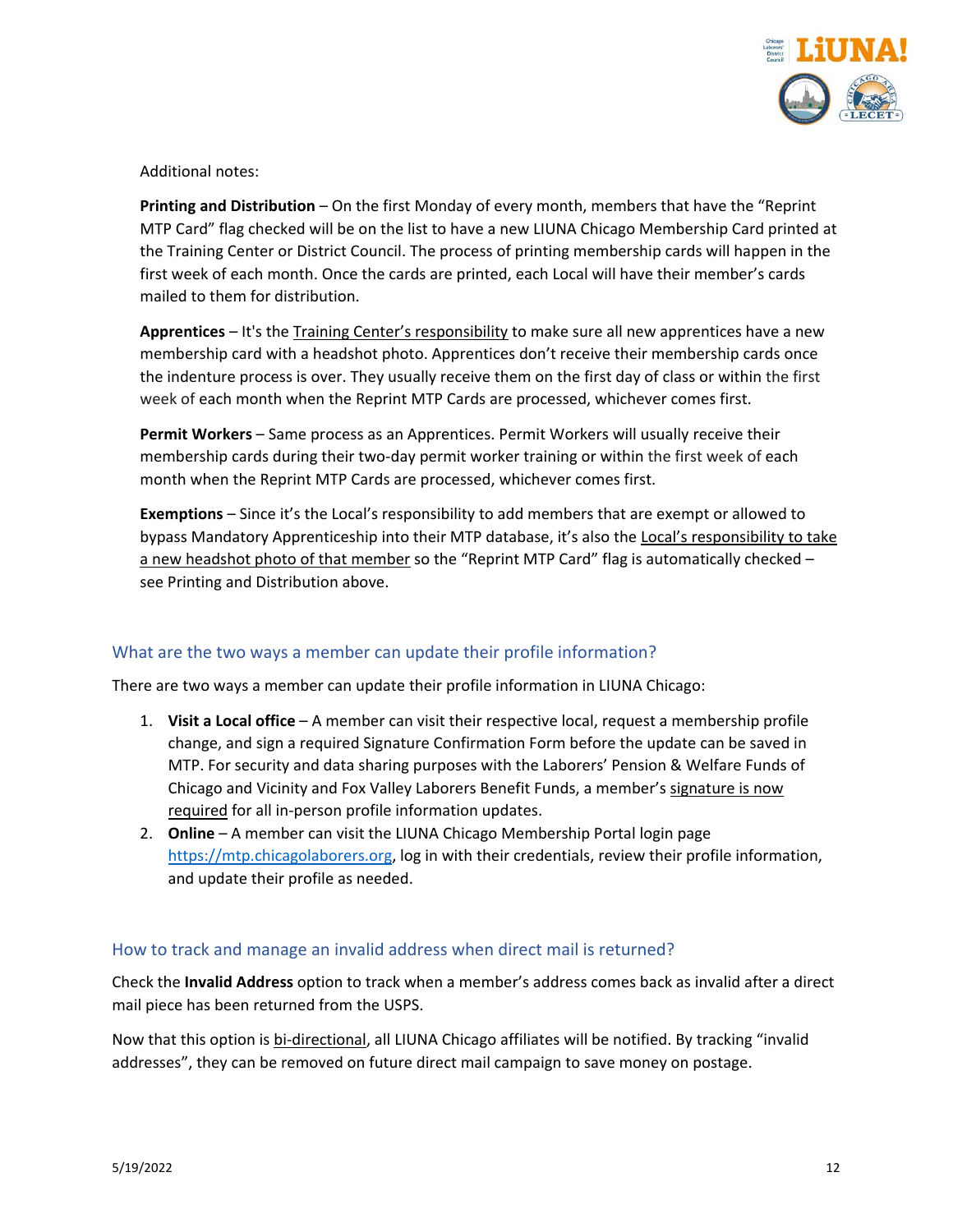Additional notes:

**Printing and Distribution** – On the first Monday of every month, members that have the "Reprint MTP Card" flag checked will be on the list to have a new LIUNA Chicago Membership Card printed at the Training Center or District Council. The process of printing membership cards will happen in the first week of each month. Once the cards are printed, each Local will have their member's cards mailed to them for distribution.

**Apprentices** – It's the Training Center's responsibility to make sure all new apprentices have a new membership card with a headshot photo. Apprentices don't receive their membership cards once the indenture process is over. They usually receive them on the first day of class or within the first week of each month when the Reprint MTP Cards are processed, whichever comes first.

**Permit Workers** – Same process as an Apprentices. Permit Workers will usually receive their membership cards during their two-day permit worker training or within the first week of each month when the Reprint MTP Cards are processed, whichever comes first.

**Exemptions** – Since it's the Local's responsibility to add members that are exempt or allowed to bypass Mandatory Apprenticeship into their MTP database, it's also the Local's responsibility to take a new headshot photo of that member so the "Reprint MTP Card" flag is automatically checked – see Printing and Distribution above.

## What are the two ways a member can update their profile information?

There are two ways a member can update their profile information in LIUNA Chicago:

1. **Visit a Local office** – A member can visit their respective local, request a membership profile change, and sign a required Signature Confirmation Form before the update can be saved in MTP. For security and data sharing purposes with the Laborers' Pension & Welfare Funds of Chicago and Vicinity and Fox Valley Laborers Benefit Funds, a member's signature is now required for all in-person profile information updates.
2. **Online** – A member can visit the LIUNA Chicago Membership Portal login page https://mtp.chicagolaborers.org, log in with their credentials, review their profile information, and update their profile as needed.

## How to track and manage an invalid address when direct mail is returned?

Check the **Invalid Address** option to track when a member's address comes back as invalid after a direct mail piece has been returned from the USPS.

Now that this option is bi-directional, all LIUNA Chicago affiliates will be notified. By tracking "invalid addresses", they can be removed on future direct mail campaign to save money on postage.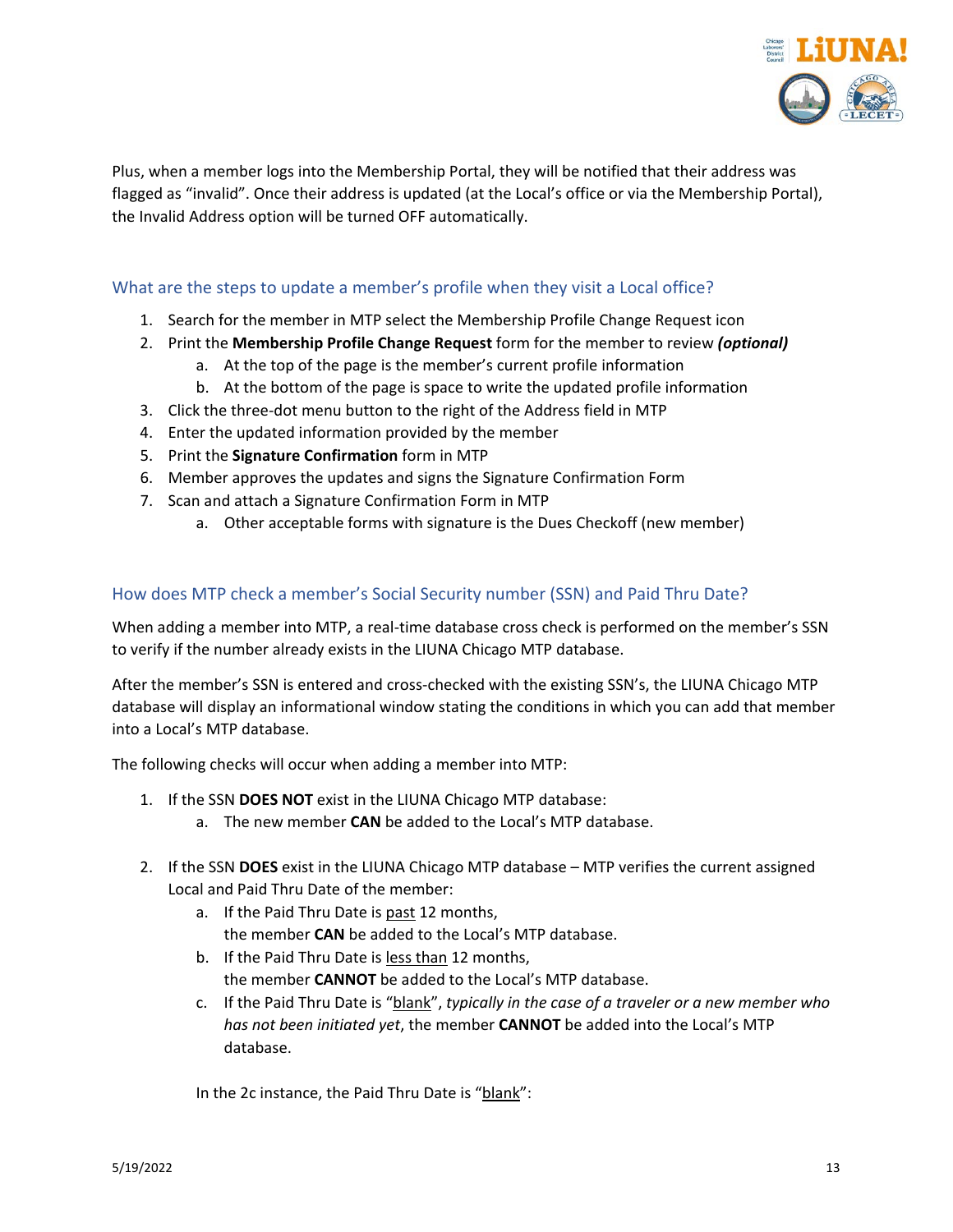Plus, when a member logs into the Membership Portal, they will be notified that their address was flagged as "invalid". Once their address is updated (at the Local's office or via the Membership Portal), the Invalid Address option will be turned OFF automatically.

## What are the steps to update a member's profile when they visit a Local office?

1. Search for the member in MTP select the Membership Profile Change Request icon
2. Print the **Membership Profile Change Request** form for the member to review ***(optional)***
   a. At the top of the page is the member's current profile information
   b. At the bottom of the page is space to write the updated profile information
3. Click the three-dot menu button to the right of the Address field in MTP
4. Enter the updated information provided by the member
5. Print the **Signature Confirmation** form in MTP
6. Member approves the updates and signs the Signature Confirmation Form
7. Scan and attach a Signature Confirmation Form in MTP
   a. Other acceptable forms with signature is the Dues Checkoff (new member)

## How does MTP check a member's Social Security number (SSN) and Paid Thru Date?

When adding a member into MTP, a real-time database cross check is performed on the member's SSN to verify if the number already exists in the LIUNA Chicago MTP database.

After the member's SSN is entered and cross-checked with the existing SSN's, the LIUNA Chicago MTP database will display an informational window stating the conditions in which you can add that member into a Local's MTP database.

The following checks will occur when adding a member into MTP:

1. If the SSN **DOES NOT** exist in the LIUNA Chicago MTP database:
   a. The new member **CAN** be added to the Local's MTP database.

2. If the SSN **DOES** exist in the LIUNA Chicago MTP database – MTP verifies the current assigned Local and Paid Thru Date of the member:
   a. If the Paid Thru Date is <u>past</u> 12 months,
      the member **CAN** be added to the Local's MTP database.
   b. If the Paid Thru Date is <u>less than</u> 12 months,
      the member **CANNOT** be added to the Local's MTP database.
   c. If the Paid Thru Date is "<u>blank</u>", *typically in the case of a traveler or a new member who has not been initiated yet*, the member **CANNOT** be added into the Local's MTP database.

   In the 2c instance, the Paid Thru Date is "<u>blank</u>":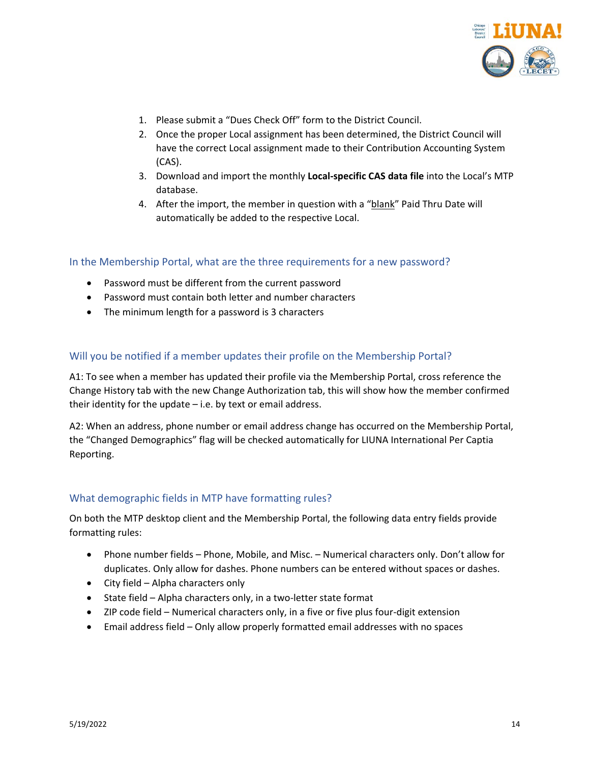1. Please submit a "Dues Check Off" form to the District Council.
2. Once the proper Local assignment has been determined, the District Council will have the correct Local assignment made to their Contribution Accounting System (CAS).
3. Download and import the monthly **Local-specific CAS data file** into the Local's MTP database.
4. After the import, the member in question with a "blank" Paid Thru Date will automatically be added to the respective Local.

### In the Membership Portal, what are the three requirements for a new password?

- Password must be different from the current password
- Password must contain both letter and number characters
- The minimum length for a password is 3 characters

### Will you be notified if a member updates their profile on the Membership Portal?

A1: To see when a member has updated their profile via the Membership Portal, cross reference the Change History tab with the new Change Authorization tab, this will show how the member confirmed their identity for the update – i.e. by text or email address.

A2: When an address, phone number or email address change has occurred on the Membership Portal, the "Changed Demographics" flag will be checked automatically for LIUNA International Per Captia Reporting.

### What demographic fields in MTP have formatting rules?

On both the MTP desktop client and the Membership Portal, the following data entry fields provide formatting rules:

- Phone number fields – Phone, Mobile, and Misc. – Numerical characters only. Don't allow for duplicates. Only allow for dashes. Phone numbers can be entered without spaces or dashes.
- City field – Alpha characters only
- State field – Alpha characters only, in a two-letter state format
- ZIP code field – Numerical characters only, in a five or five plus four-digit extension
- Email address field – Only allow properly formatted email addresses with no spaces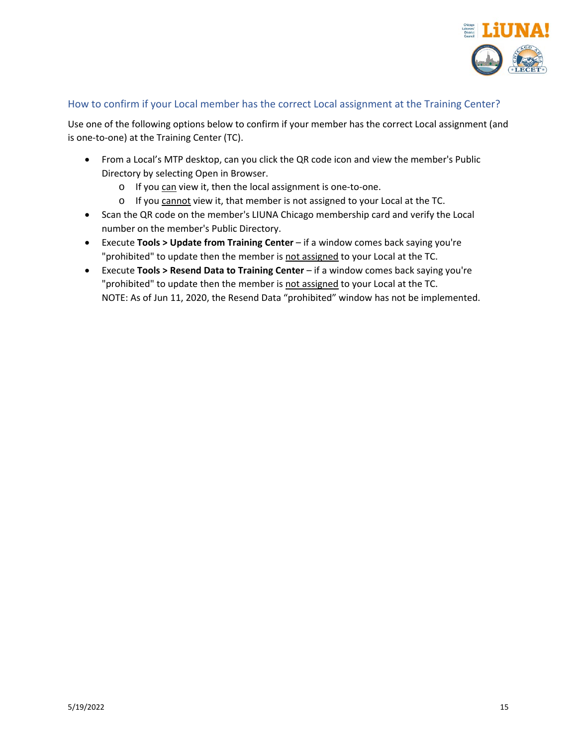## How to confirm if your Local member has the correct Local assignment at the Training Center?

Use one of the following options below to confirm if your member has the correct Local assignment (and is one-to-one) at the Training Center (TC).

- From a Local's MTP desktop, can you click the QR code icon and view the member's Public Directory by selecting Open in Browser.
    - If you <u>can</u> view it, then the local assignment is one-to-one.
    - If you <u>cannot</u> view it, that member is not assigned to your Local at the TC.
- Scan the QR code on the member's LIUNA Chicago membership card and verify the Local number on the member's Public Directory.
- Execute **Tools > Update from Training Center** – if a window comes back saying you're "prohibited" to update then the member is <u>not assigned</u> to your Local at the TC.
- Execute **Tools > Resend Data to Training Center** – if a window comes back saying you're "prohibited" to update then the member is <u>not assigned</u> to your Local at the TC.
  NOTE: As of Jun 11, 2020, the Resend Data "prohibited" window has not be implemented.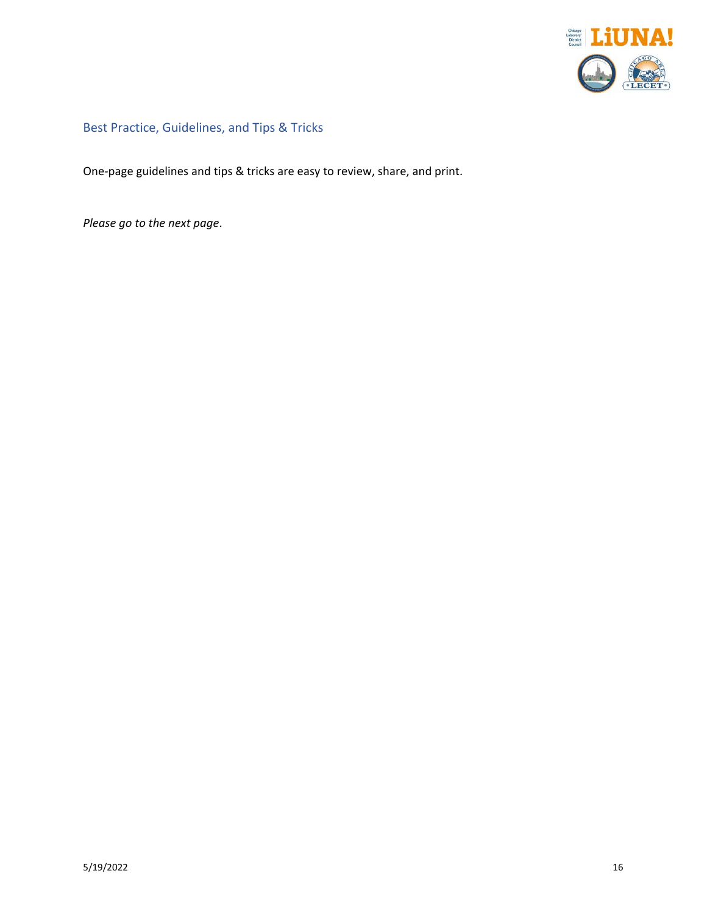## Best Practice, Guidelines, and Tips & Tricks

One-page guidelines and tips & tricks are easy to review, share, and print.

*Please go to the next page*.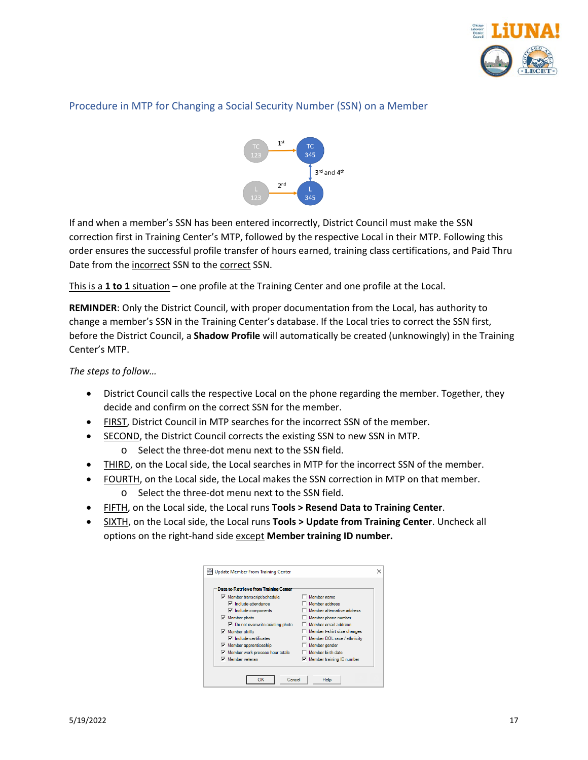## Procedure in MTP for Changing a Social Security Number (SSN) on a Member

If and when a member's SSN has been entered incorrectly, District Council must make the SSN correction first in Training Center's MTP, followed by the respective Local in their MTP. Following this order ensures the successful profile transfer of hours earned, training class certifications, and Paid Thru Date from the incorrect SSN to the correct SSN.

This is a **1 to 1** situation – one profile at the Training Center and one profile at the Local.

**REMINDER**: Only the District Council, with proper documentation from the Local, has authority to change a member's SSN in the Training Center's database. If the Local tries to correct the SSN first, before the District Council, a **Shadow Profile** will automatically be created (unknowingly) in the Training Center's MTP.

*The steps to follow…*

- District Council calls the respective Local on the phone regarding the member. Together, they decide and confirm on the correct SSN for the member.
- FIRST, District Council in MTP searches for the incorrect SSN of the member.
- SECOND, the District Council corrects the existing SSN to new SSN in MTP.
  - Select the three-dot menu next to the SSN field.
- THIRD, on the Local side, the Local searches in MTP for the incorrect SSN of the member.
- FOURTH, on the Local side, the Local makes the SSN correction in MTP on that member.
  - Select the three-dot menu next to the SSN field.
- FIFTH, on the Local side, the Local runs **Tools > Resend Data to Training Center**.
- SIXTH, on the Local side, the Local runs **Tools > Update from Training Center**. Uncheck all options on the right-hand side except **Member training ID number.**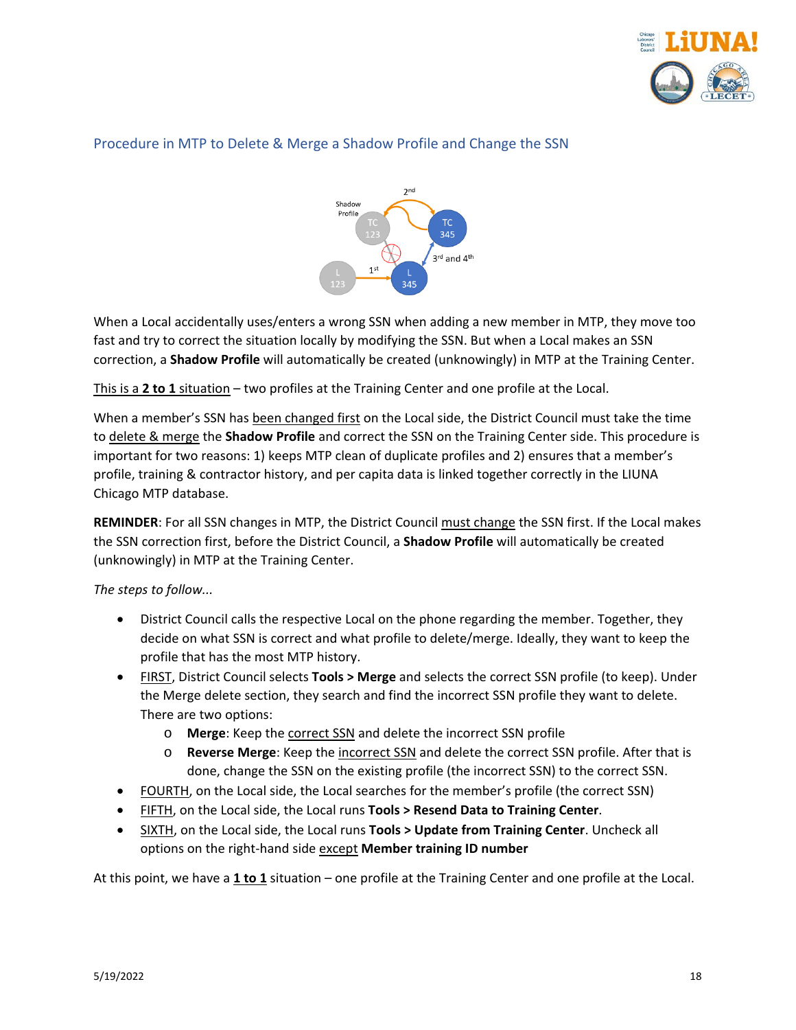## Procedure in MTP to Delete & Merge a Shadow Profile and Change the SSN

When a Local accidentally uses/enters a wrong SSN when adding a new member in MTP, they move too fast and try to correct the situation locally by modifying the SSN. But when a Local makes an SSN correction, a **Shadow Profile** will automatically be created (unknowingly) in MTP at the Training Center.

<u>This is a **2 to 1** situation</u> – two profiles at the Training Center and one profile at the Local.

When a member's SSN has <u>been changed first</u> on the Local side, the District Council must take the time to <u>delete & merge</u> the **Shadow Profile** and correct the SSN on the Training Center side. This procedure is important for two reasons: 1) keeps MTP clean of duplicate profiles and 2) ensures that a member's profile, training & contractor history, and per capita data is linked together correctly in the LIUNA Chicago MTP database.

**REMINDER**: For all SSN changes in MTP, the District Council <u>must change</u> the SSN first. If the Local makes the SSN correction first, before the District Council, a **Shadow Profile** will automatically be created (unknowingly) in MTP at the Training Center.

*The steps to follow...*

- District Council calls the respective Local on the phone regarding the member. Together, they decide on what SSN is correct and what profile to delete/merge. Ideally, they want to keep the profile that has the most MTP history.
- <u>FIRST</u>, District Council selects **Tools > Merge** and selects the correct SSN profile (to keep). Under the Merge delete section, they search and find the incorrect SSN profile they want to delete. There are two options:
  - **Merge**: Keep the <u>correct SSN</u> and delete the incorrect SSN profile
  - **Reverse Merge**: Keep the <u>incorrect SSN</u> and delete the correct SSN profile. After that is done, change the SSN on the existing profile (the incorrect SSN) to the correct SSN.
- <u>FOURTH</u>, on the Local side, the Local searches for the member's profile (the correct SSN)
- <u>FIFTH</u>, on the Local side, the Local runs **Tools > Resend Data to Training Center**.
- <u>SIXTH</u>, on the Local side, the Local runs **Tools > Update from Training Center**. Uncheck all options on the right-hand side <u>except</u> **Member training ID number**

At this point, we have a <u>**1 to 1**</u> situation – one profile at the Training Center and one profile at the Local.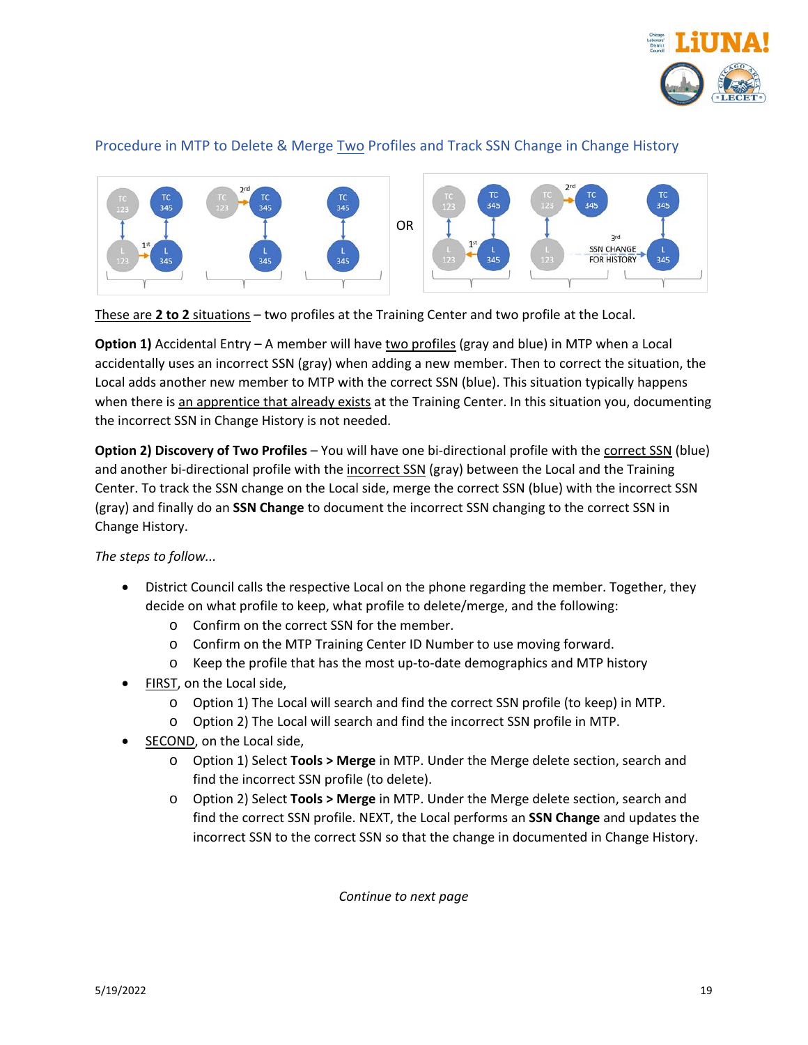## Procedure in MTP to Delete & Merge <u>Two</u> Profiles and Track SSN Change in Change History

<u>These are **2 to 2** situations</u> – two profiles at the Training Center and two profile at the Local.

**Option 1)** Accidental Entry – A member will have <u>two profiles</u> (gray and blue) in MTP when a Local accidentally uses an incorrect SSN (gray) when adding a new member. Then to correct the situation, the Local adds another new member to MTP with the correct SSN (blue). This situation typically happens when there is <u>an apprentice that already exists</u> at the Training Center. In this situation you, documenting the incorrect SSN in Change History is not needed.

**Option 2) Discovery of Two Profiles** – You will have one bi-directional profile with the <u>correct SSN</u> (blue) and another bi-directional profile with the <u>incorrect SSN</u> (gray) between the Local and the Training Center. To track the SSN change on the Local side, merge the correct SSN (blue) with the incorrect SSN (gray) and finally do an **SSN Change** to document the incorrect SSN changing to the correct SSN in Change History.

*The steps to follow...*

- District Council calls the respective Local on the phone regarding the member. Together, they decide on what profile to keep, what profile to delete/merge, and the following:
  - Confirm on the correct SSN for the member.
  - Confirm on the MTP Training Center ID Number to use moving forward.
  - Keep the profile that has the most up-to-date demographics and MTP history
- <u>FIRST</u>, on the Local side,
  - Option 1) The Local will search and find the correct SSN profile (to keep) in MTP.
  - Option 2) The Local will search and find the incorrect SSN profile in MTP.
- <u>SECOND</u>, on the Local side,
  - Option 1) Select **Tools > Merge** in MTP. Under the Merge delete section, search and find the incorrect SSN profile (to delete).
  - Option 2) Select **Tools > Merge** in MTP. Under the Merge delete section, search and find the correct SSN profile. NEXT, the Local performs an **SSN Change** and updates the incorrect SSN to the correct SSN so that the change in documented in Change History.

*Continue to next page*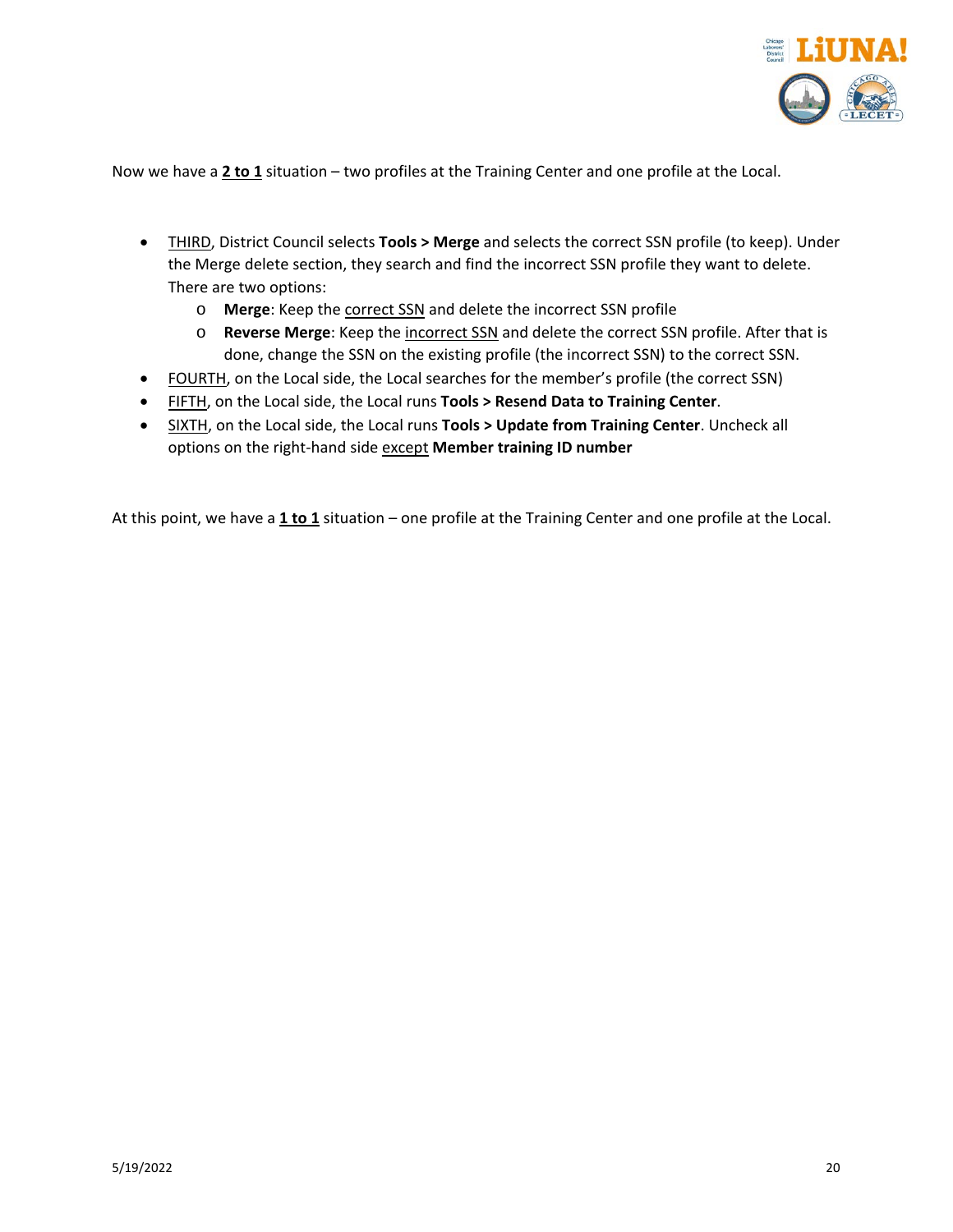Now we have a **<u>2 to 1</u>** situation – two profiles at the Training Center and one profile at the Local.

- <u>THIRD</u>, District Council selects **Tools > Merge** and selects the correct SSN profile (to keep). Under the Merge delete section, they search and find the incorrect SSN profile they want to delete. There are two options:
    - **Merge**: Keep the <u>correct SSN</u> and delete the incorrect SSN profile
    - **Reverse Merge**: Keep the <u>incorrect SSN</u> and delete the correct SSN profile. After that is done, change the SSN on the existing profile (the incorrect SSN) to the correct SSN.
- <u>FOURTH</u>, on the Local side, the Local searches for the member's profile (the correct SSN)
- <u>FIFTH</u>, on the Local side, the Local runs **Tools > Resend Data to Training Center**.
- <u>SIXTH</u>, on the Local side, the Local runs **Tools > Update from Training Center**. Uncheck all options on the right-hand side <u>except</u> **Member training ID number**

At this point, we have a **<u>1 to 1</u>** situation – one profile at the Training Center and one profile at the Local.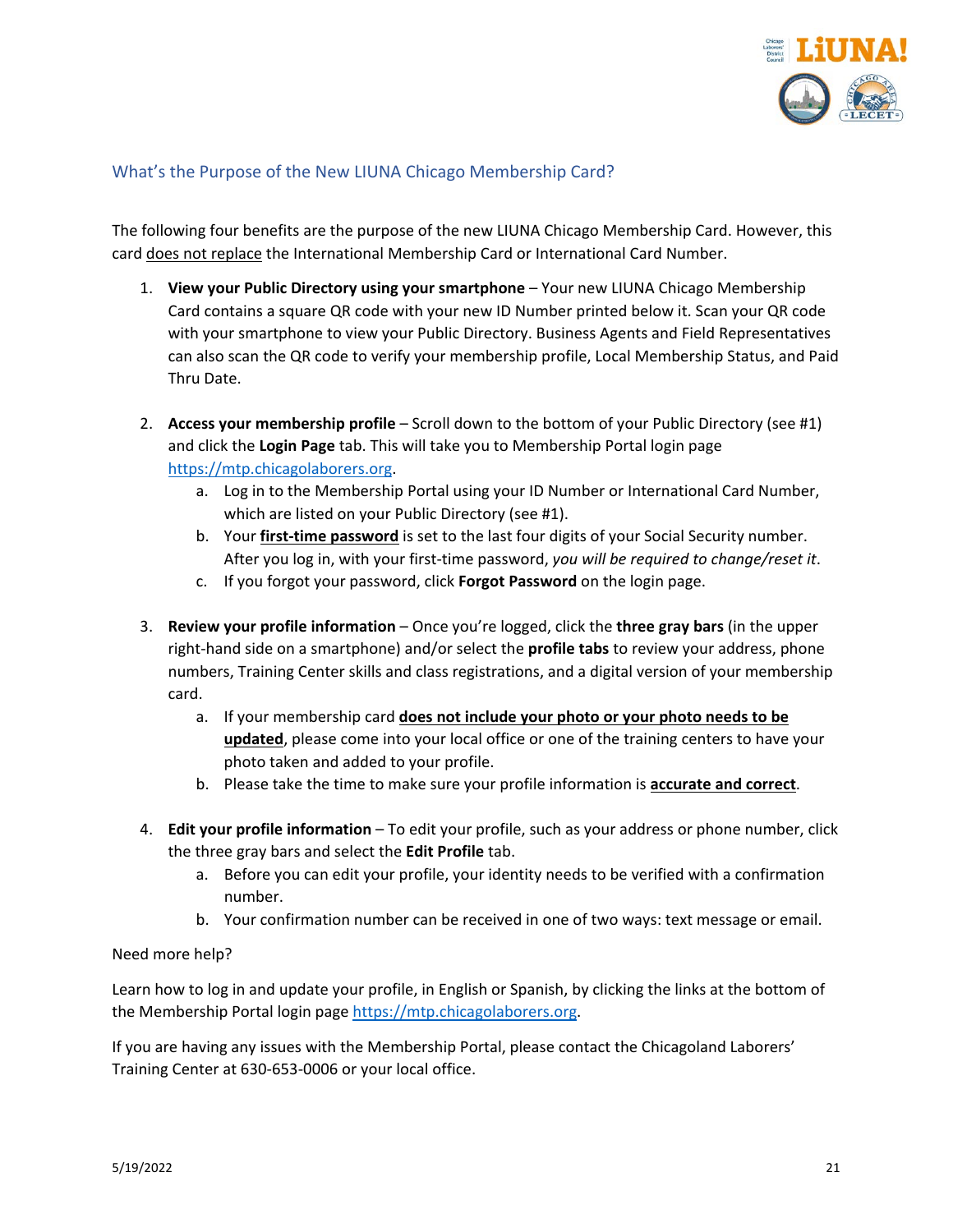## What's the Purpose of the New LIUNA Chicago Membership Card?

The following four benefits are the purpose of the new LIUNA Chicago Membership Card. However, this card <u>does not replace</u> the International Membership Card or International Card Number.

1. **View your Public Directory using your smartphone** – Your new LIUNA Chicago Membership Card contains a square QR code with your new ID Number printed below it. Scan your QR code with your smartphone to view your Public Directory. Business Agents and Field Representatives can also scan the QR code to verify your membership profile, Local Membership Status, and Paid Thru Date.

2. **Access your membership profile** – Scroll down to the bottom of your Public Directory (see #1) and click the **Login Page** tab. This will take you to Membership Portal login page https://mtp.chicagolaborers.org.
   a. Log in to the Membership Portal using your ID Number or International Card Number, which are listed on your Public Directory (see #1).
   b. Your **<u>first-time password</u>** is set to the last four digits of your Social Security number. After you log in, with your first-time password, *you will be required to change/reset it*.
   c. If you forgot your password, click **Forgot Password** on the login page.

3. **Review your profile information** – Once you're logged, click the **three gray bars** (in the upper right-hand side on a smartphone) and/or select the **profile tabs** to review your address, phone numbers, Training Center skills and class registrations, and a digital version of your membership card.
   a. If your membership card **<u>does not include your photo or your photo needs to be updated</u>**, please come into your local office or one of the training centers to have your photo taken and added to your profile.
   b. Please take the time to make sure your profile information is **<u>accurate and correct</u>**.

4. **Edit your profile information** – To edit your profile, such as your address or phone number, click the three gray bars and select the **Edit Profile** tab.
   a. Before you can edit your profile, your identity needs to be verified with a confirmation number.
   b. Your confirmation number can be received in one of two ways: text message or email.

Need more help?

Learn how to log in and update your profile, in English or Spanish, by clicking the links at the bottom of the Membership Portal login page https://mtp.chicagolaborers.org.

If you are having any issues with the Membership Portal, please contact the Chicagoland Laborers' Training Center at 630-653-0006 or your local office.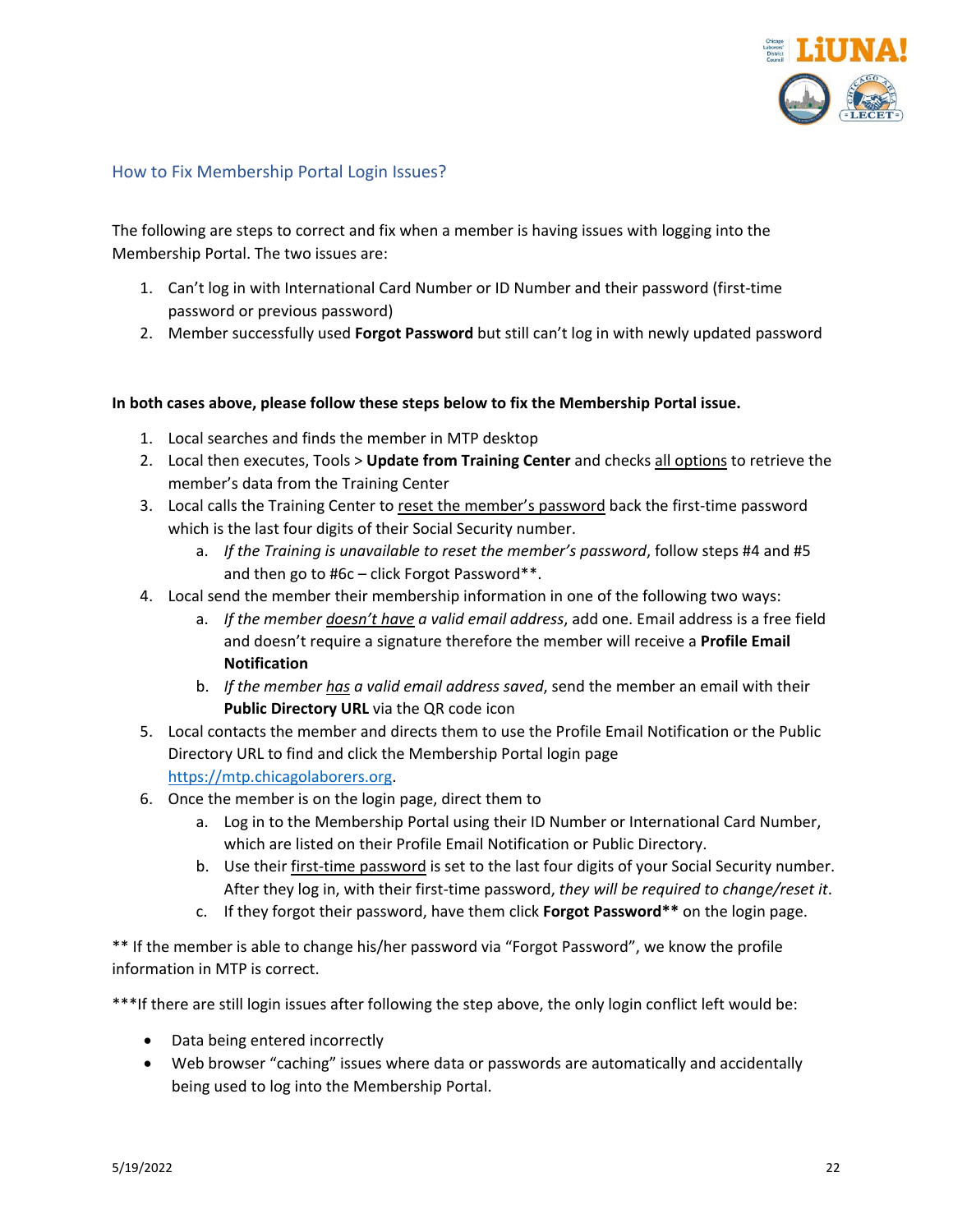## How to Fix Membership Portal Login Issues?

The following are steps to correct and fix when a member is having issues with logging into the Membership Portal. The two issues are:

1. Can't log in with International Card Number or ID Number and their password (first-time password or previous password)
2. Member successfully used **Forgot Password** but still can't log in with newly updated password

**In both cases above, please follow these steps below to fix the Membership Portal issue.**

1. Local searches and finds the member in MTP desktop
2. Local then executes, Tools > **Update from Training Center** and checks <u>all options</u> to retrieve the member's data from the Training Center
3. Local calls the Training Center to <u>reset the member's password</u> back the first-time password which is the last four digits of their Social Security number.
   a. *If the Training is unavailable to reset the member's password*, follow steps #4 and #5 and then go to #6c – click Forgot Password**.
4. Local send the member their membership information in one of the following two ways:
   a. *If the member <u>doesn't have</u> a valid email address*, add one. Email address is a free field and doesn't require a signature therefore the member will receive a **Profile Email Notification**
   b. *If the member <u>has</u> a valid email address saved*, send the member an email with their **Public Directory URL** via the QR code icon
5. Local contacts the member and directs them to use the Profile Email Notification or the Public Directory URL to find and click the Membership Portal login page https://mtp.chicagolaborers.org.
6. Once the member is on the login page, direct them to
   a. Log in to the Membership Portal using their ID Number or International Card Number, which are listed on their Profile Email Notification or Public Directory.
   b. Use their <u>first-time password</u> is set to the last four digits of your Social Security number. After they log in, with their first-time password, *they will be required to change/reset it*.
   c. If they forgot their password, have them click **Forgot Password**** on the login page.

** If the member is able to change his/her password via "Forgot Password", we know the profile information in MTP is correct.

***If there are still login issues after following the step above, the only login conflict left would be:

- Data being entered incorrectly
- Web browser "caching" issues where data or passwords are automatically and accidentally being used to log into the Membership Portal.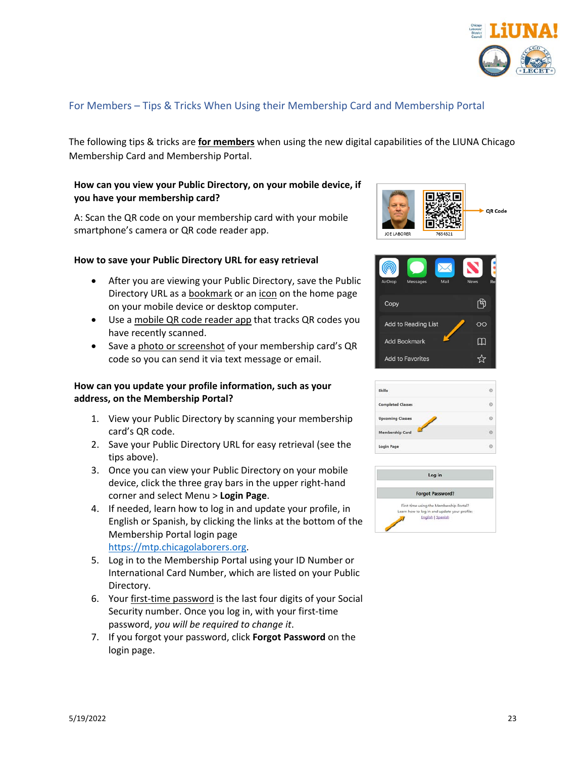## For Members – Tips & Tricks When Using their Membership Card and Membership Portal

The following tips & tricks are **for members** when using the new digital capabilities of the LIUNA Chicago Membership Card and Membership Portal.

**How can you view your Public Directory, on your mobile device, if you have your membership card?**

A: Scan the QR code on your membership card with your mobile smartphone's camera or QR code reader app.

**How to save your Public Directory URL for easy retrieval**

- After you are viewing your Public Directory, save the Public Directory URL as a bookmark or an icon on the home page on your mobile device or desktop computer.
- Use a mobile QR code reader app that tracks QR codes you have recently scanned.
- Save a photo or screenshot of your membership card's QR code so you can send it via text message or email.

**How can you update your profile information, such as your address, on the Membership Portal?**

1. View your Public Directory by scanning your membership card's QR code.
2. Save your Public Directory URL for easy retrieval (see the tips above).
3. Once you can view your Public Directory on your mobile device, click the three gray bars in the upper right-hand corner and select Menu > **Login Page**.
4. If needed, learn how to log in and update your profile, in English or Spanish, by clicking the links at the bottom of the Membership Portal login page https://mtp.chicagolaborers.org.
5. Log in to the Membership Portal using your ID Number or International Card Number, which are listed on your Public Directory.
6. Your first-time password is the last four digits of your Social Security number. Once you log in, with your first-time password, *you will be required to change it*.
7. If you forgot your password, click **Forgot Password** on the login page.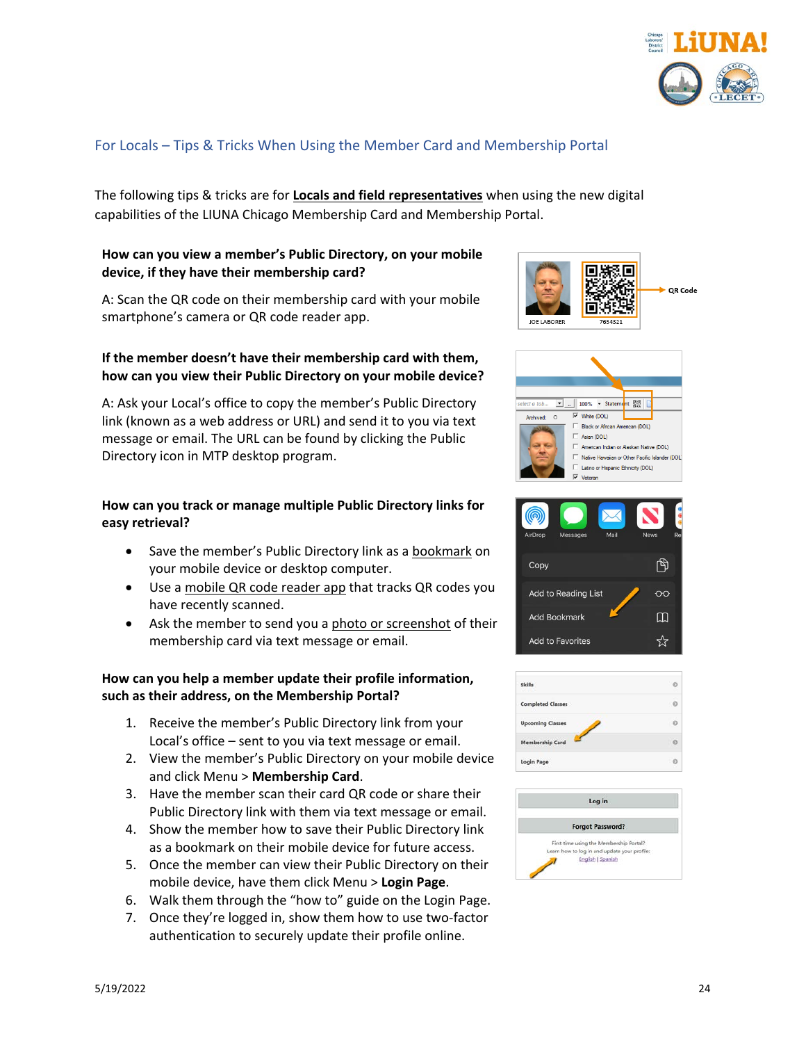## For Locals – Tips & Tricks When Using the Member Card and Membership Portal

The following tips & tricks are for **Locals and field representatives** when using the new digital capabilities of the LIUNA Chicago Membership Card and Membership Portal.

**How can you view a member's Public Directory, on your mobile device, if they have their membership card?**

A: Scan the QR code on their membership card with your mobile smartphone's camera or QR code reader app.

**If the member doesn't have their membership card with them, how can you view their Public Directory on your mobile device?**

A: Ask your Local's office to copy the member's Public Directory link (known as a web address or URL) and send it to you via text message or email. The URL can be found by clicking the Public Directory icon in MTP desktop program.

**How can you track or manage multiple Public Directory links for easy retrieval?**

- Save the member's Public Directory link as a bookmark on your mobile device or desktop computer.
- Use a mobile QR code reader app that tracks QR codes you have recently scanned.
- Ask the member to send you a photo or screenshot of their membership card via text message or email.

**How can you help a member update their profile information, such as their address, on the Membership Portal?**

1. Receive the member's Public Directory link from your Local's office – sent to you via text message or email.
2. View the member's Public Directory on your mobile device and click Menu > **Membership Card**.
3. Have the member scan their card QR code or share their Public Directory link with them via text message or email.
4. Show the member how to save their Public Directory link as a bookmark on their mobile device for future access.
5. Once the member can view their Public Directory on their mobile device, have them click Menu > **Login Page**.
6. Walk them through the "how to" guide on the Login Page.
7. Once they're logged in, show them how to use two-factor authentication to securely update their profile online.

5/19/2022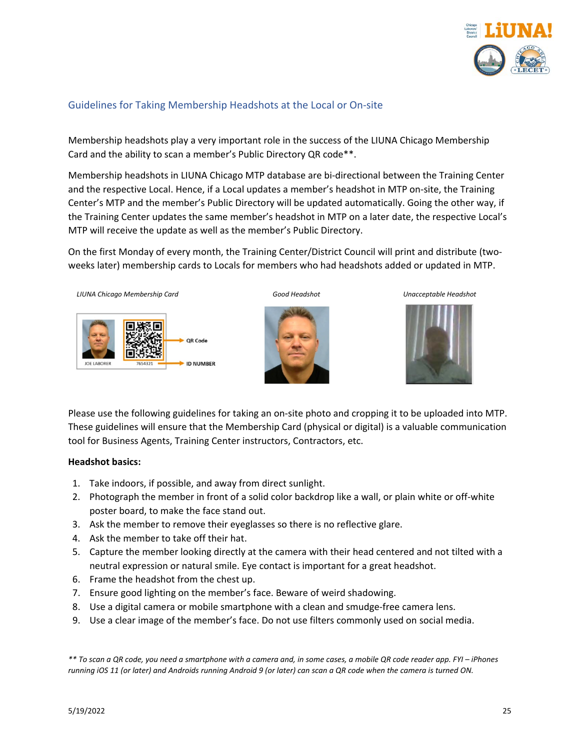## Guidelines for Taking Membership Headshots at the Local or On-site

Membership headshots play a very important role in the success of the LIUNA Chicago Membership Card and the ability to scan a member's Public Directory QR code**.

Membership headshots in LIUNA Chicago MTP database are bi-directional between the Training Center and the respective Local. Hence, if a Local updates a member's headshot in MTP on-site, the Training Center's MTP and the member's Public Directory will be updated automatically. Going the other way, if the Training Center updates the same member's headshot in MTP on a later date, the respective Local's MTP will receive the update as well as the member's Public Directory.

On the first Monday of every month, the Training Center/District Council will print and distribute (two-weeks later) membership cards to Locals for members who had headshots added or updated in MTP.

*LIUNA Chicago Membership Card* — QR Code, ID NUMBER — JOE LABORER 7654321

*Good Headshot*

*Unacceptable Headshot*

Please use the following guidelines for taking an on-site photo and cropping it to be uploaded into MTP. These guidelines will ensure that the Membership Card (physical or digital) is a valuable communication tool for Business Agents, Training Center instructors, Contractors, etc.

**Headshot basics:**

1. Take indoors, if possible, and away from direct sunlight.
2. Photograph the member in front of a solid color backdrop like a wall, or plain white or off-white poster board, to make the face stand out.
3. Ask the member to remove their eyeglasses so there is no reflective glare.
4. Ask the member to take off their hat.
5. Capture the member looking directly at the camera with their head centered and not tilted with a neutral expression or natural smile. Eye contact is important for a great headshot.
6. Frame the headshot from the chest up.
7. Ensure good lighting on the member's face. Beware of weird shadowing.
8. Use a digital camera or mobile smartphone with a clean and smudge-free camera lens.
9. Use a clear image of the member's face. Do not use filters commonly used on social media.

*** To scan a QR code, you need a smartphone with a camera and, in some cases, a mobile QR code reader app. FYI – iPhones running iOS 11 (or later) and Androids running Android 9 (or later) can scan a QR code when the camera is turned ON.*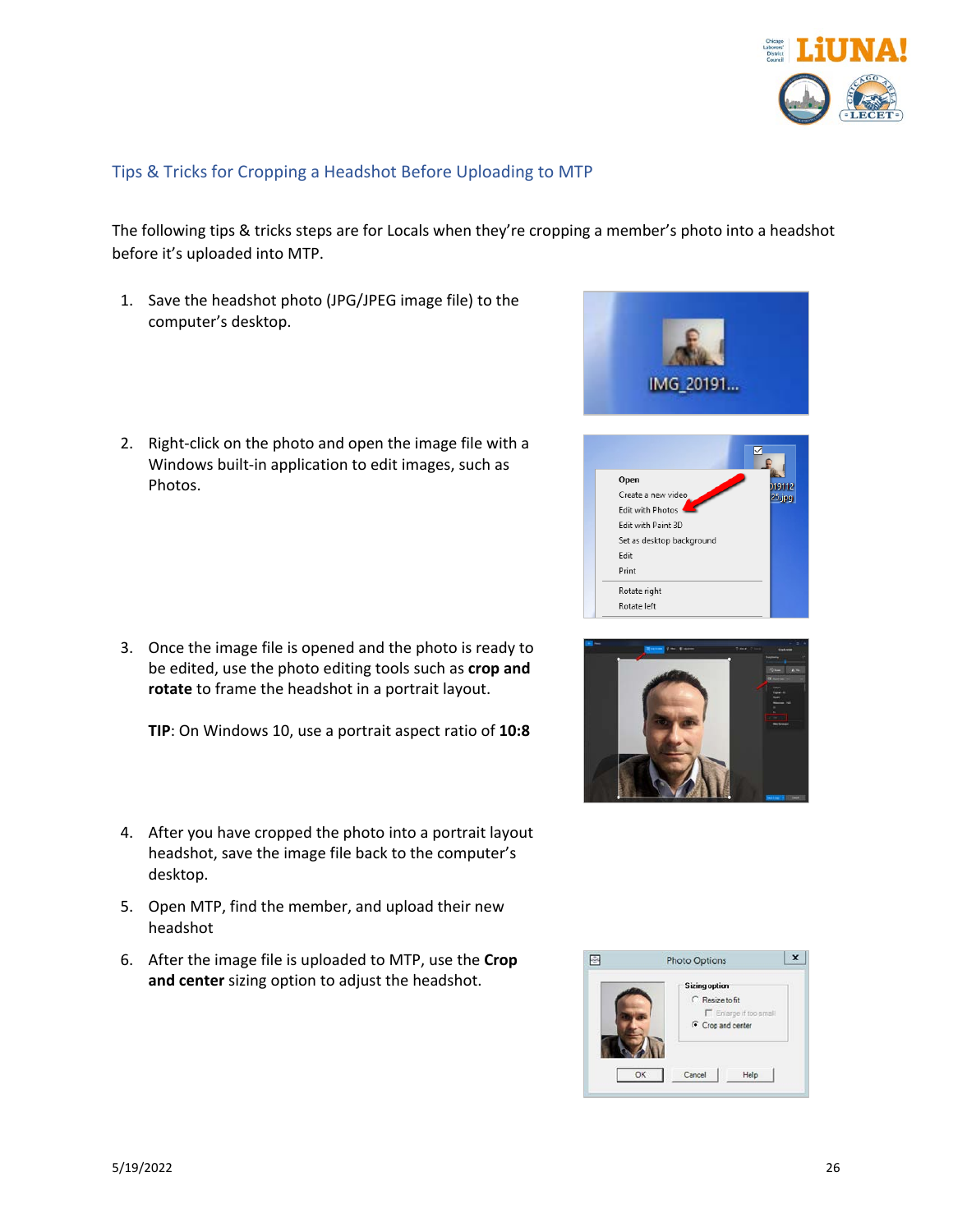## Tips & Tricks for Cropping a Headshot Before Uploading to MTP

The following tips & tricks steps are for Locals when they're cropping a member's photo into a headshot before it's uploaded into MTP.

1. Save the headshot photo (JPG/JPEG image file) to the computer's desktop.
2. Right-click on the photo and open the image file with a Windows built-in application to edit images, such as Photos.
3. Once the image file is opened and the photo is ready to be edited, use the photo editing tools such as **crop and rotate** to frame the headshot in a portrait layout.

   **TIP**: On Windows 10, use a portrait aspect ratio of **10:8**
4. After you have cropped the photo into a portrait layout headshot, save the image file back to the computer's desktop.
5. Open MTP, find the member, and upload their new headshot
6. After the image file is uploaded to MTP, use the **Crop and center** sizing option to adjust the headshot.

5/19/2022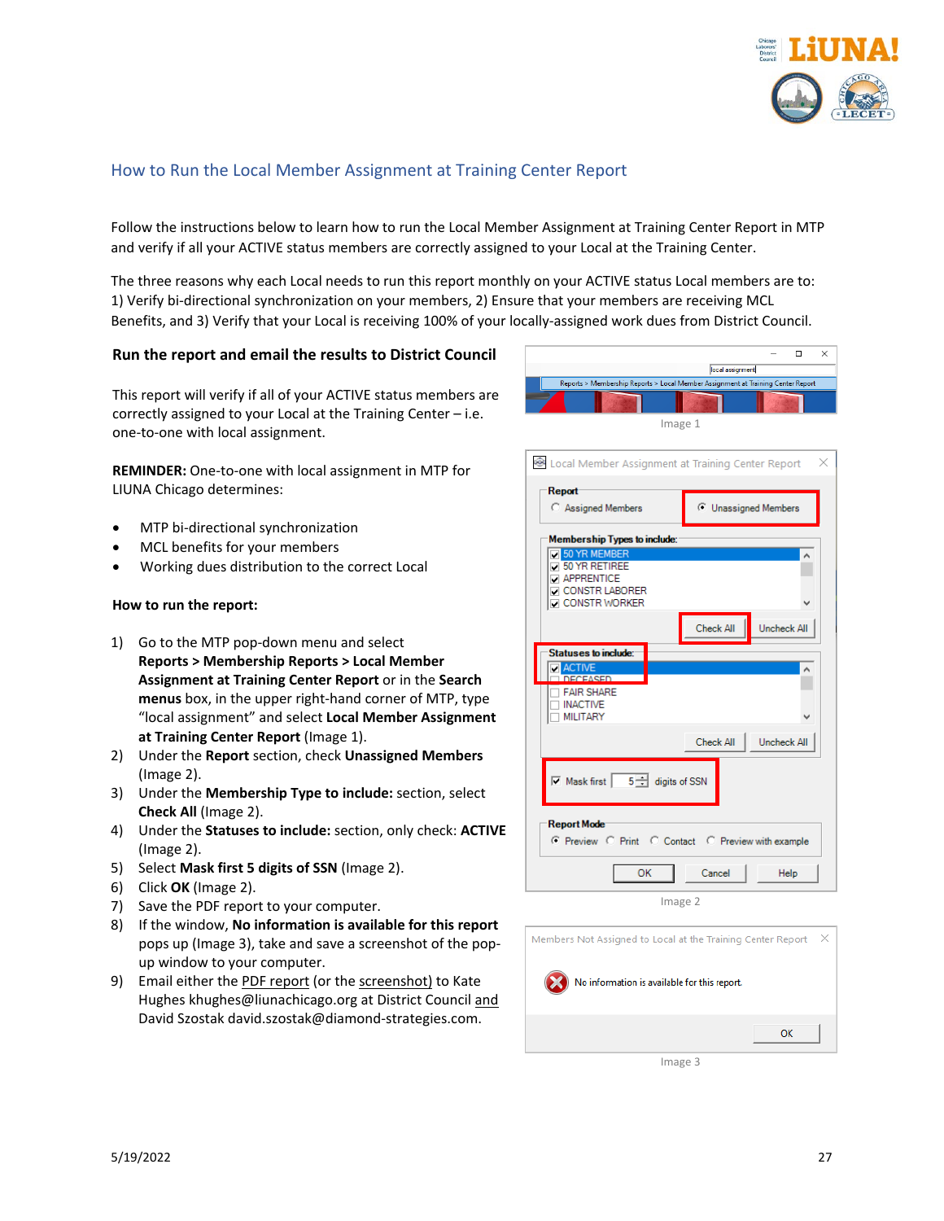## How to Run the Local Member Assignment at Training Center Report

Follow the instructions below to learn how to run the Local Member Assignment at Training Center Report in MTP and verify if all your ACTIVE status members are correctly assigned to your Local at the Training Center.

The three reasons why each Local needs to run this report monthly on your ACTIVE status Local members are to: 1) Verify bi-directional synchronization on your members, 2) Ensure that your members are receiving MCL Benefits, and 3) Verify that your Local is receiving 100% of your locally-assigned work dues from District Council.

### Run the report and email the results to District Council

This report will verify if all of your ACTIVE status members are correctly assigned to your Local at the Training Center – i.e. one-to-one with local assignment.

**REMINDER:** One-to-one with local assignment in MTP for LIUNA Chicago determines:

- MTP bi-directional synchronization
- MCL benefits for your members
- Working dues distribution to the correct Local

**How to run the report:**

1) Go to the MTP pop-down menu and select **Reports > Membership Reports > Local Member Assignment at Training Center Report** or in the **Search menus** box, in the upper right-hand corner of MTP, type "local assignment" and select **Local Member Assignment at Training Center Report** (Image 1).
2) Under the **Report** section, check **Unassigned Members** (Image 2).
3) Under the **Membership Type to include:** section, select **Check All** (Image 2).
4) Under the **Statuses to include:** section, only check: **ACTIVE** (Image 2).
5) Select **Mask first 5 digits of SSN** (Image 2).
6) Click **OK** (Image 2).
7) Save the PDF report to your computer.
8) If the window, **No information is available for this report** pops up (Image 3), take and save a screenshot of the pop-up window to your computer.
9) Email either the PDF report (or the screenshot) to Kate Hughes khughes@liunachicago.org at District Council and David Szostak david.szostak@diamond-strategies.com.

Image 1

Image 2

Image 3

5/19/2022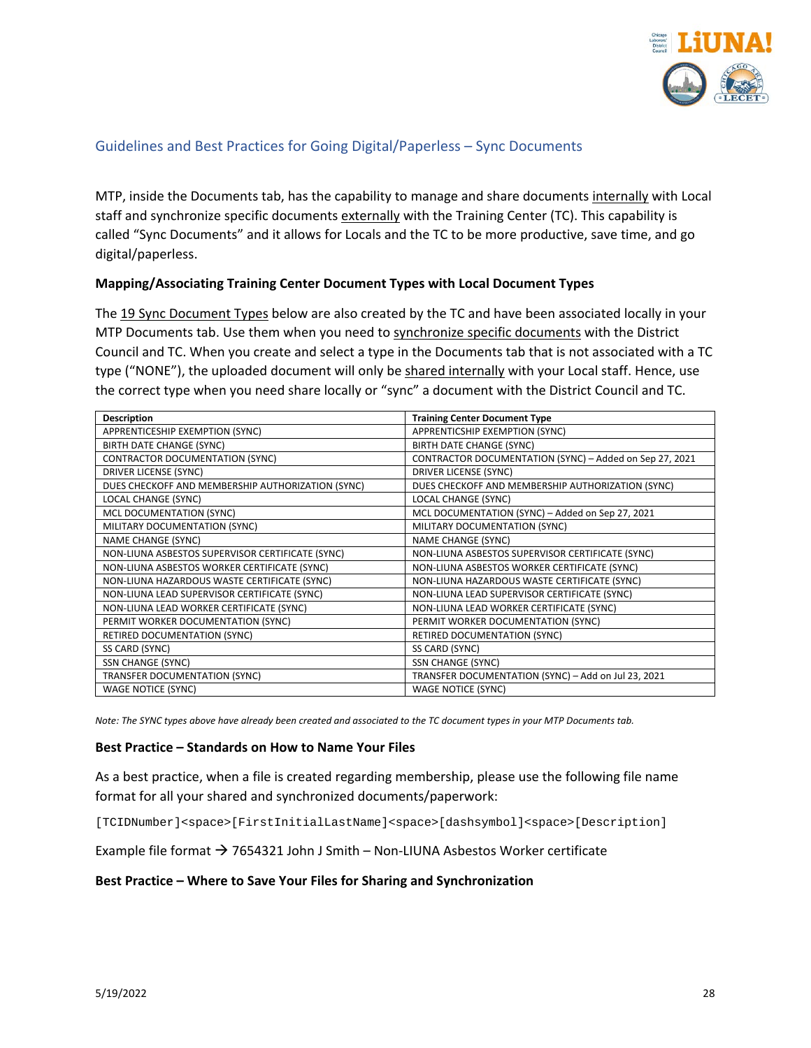## Guidelines and Best Practices for Going Digital/Paperless – Sync Documents

MTP, inside the Documents tab, has the capability to manage and share documents internally with Local staff and synchronize specific documents externally with the Training Center (TC). This capability is called "Sync Documents" and it allows for Locals and the TC to be more productive, save time, and go digital/paperless.

**Mapping/Associating Training Center Document Types with Local Document Types**

The 19 Sync Document Types below are also created by the TC and have been associated locally in your MTP Documents tab. Use them when you need to synchronize specific documents with the District Council and TC. When you create and select a type in the Documents tab that is not associated with a TC type ("NONE"), the uploaded document will only be shared internally with your Local staff. Hence, use the correct type when you need share locally or "sync" a document with the District Council and TC.

| Description | Training Center Document Type |
|---|---|
| APPRENTICESHIP EXEMPTION (SYNC) | APPRENTICSHIP EXEMPTION (SYNC) |
| BIRTH DATE CHANGE (SYNC) | BIRTH DATE CHANGE (SYNC) |
| CONTRACTOR DOCUMENTATION (SYNC) | CONTRACTOR DOCUMENTATION (SYNC) – Added on Sep 27, 2021 |
| DRIVER LICENSE (SYNC) | DRIVER LICENSE (SYNC) |
| DUES CHECKOFF AND MEMBERSHIP AUTHORIZATION (SYNC) | DUES CHECKOFF AND MEMBERSHIP AUTHORIZATION (SYNC) |
| LOCAL CHANGE (SYNC) | LOCAL CHANGE (SYNC) |
| MCL DOCUMENTATION (SYNC) | MCL DOCUMENTATION (SYNC) – Added on Sep 27, 2021 |
| MILITARY DOCUMENTATION (SYNC) | MILITARY DOCUMENTATION (SYNC) |
| NAME CHANGE (SYNC) | NAME CHANGE (SYNC) |
| NON-LIUNA ASBESTOS SUPERVISOR CERTIFICATE (SYNC) | NON-LIUNA ASBESTOS SUPERVISOR CERTIFICATE (SYNC) |
| NON-LIUNA ASBESTOS WORKER CERTIFICATE (SYNC) | NON-LIUNA ASBESTOS WORKER CERTIFICATE (SYNC) |
| NON-LIUNA HAZARDOUS WASTE CERTIFICATE (SYNC) | NON-LIUNA HAZARDOUS WASTE CERTIFICATE (SYNC) |
| NON-LIUNA LEAD SUPERVISOR CERTIFICATE (SYNC) | NON-LIUNA LEAD SUPERVISOR CERTIFICATE (SYNC) |
| NON-LIUNA LEAD WORKER CERTIFICATE (SYNC) | NON-LIUNA LEAD WORKER CERTIFICATE (SYNC) |
| PERMIT WORKER DOCUMENTATION (SYNC) | PERMIT WORKER DOCUMENTATION (SYNC) |
| RETIRED DOCUMENTATION (SYNC) | RETIRED DOCUMENTATION (SYNC) |
| SS CARD (SYNC) | SS CARD (SYNC) |
| SSN CHANGE (SYNC) | SSN CHANGE (SYNC) |
| TRANSFER DOCUMENTATION (SYNC) | TRANSFER DOCUMENTATION (SYNC) – Add on Jul 23, 2021 |
| WAGE NOTICE (SYNC) | WAGE NOTICE (SYNC) |

*Note: The SYNC types above have already been created and associated to the TC document types in your MTP Documents tab.*

**Best Practice – Standards on How to Name Your Files**

As a best practice, when a file is created regarding membership, please use the following file name format for all your shared and synchronized documents/paperwork:

```
[TCIDNumber]<space>[FirstInitialLastName]<space>[dashsymbol]<space>[Description]
```

Example file format → 7654321 John J Smith – Non-LIUNA Asbestos Worker certificate

**Best Practice – Where to Save Your Files for Sharing and Synchronization**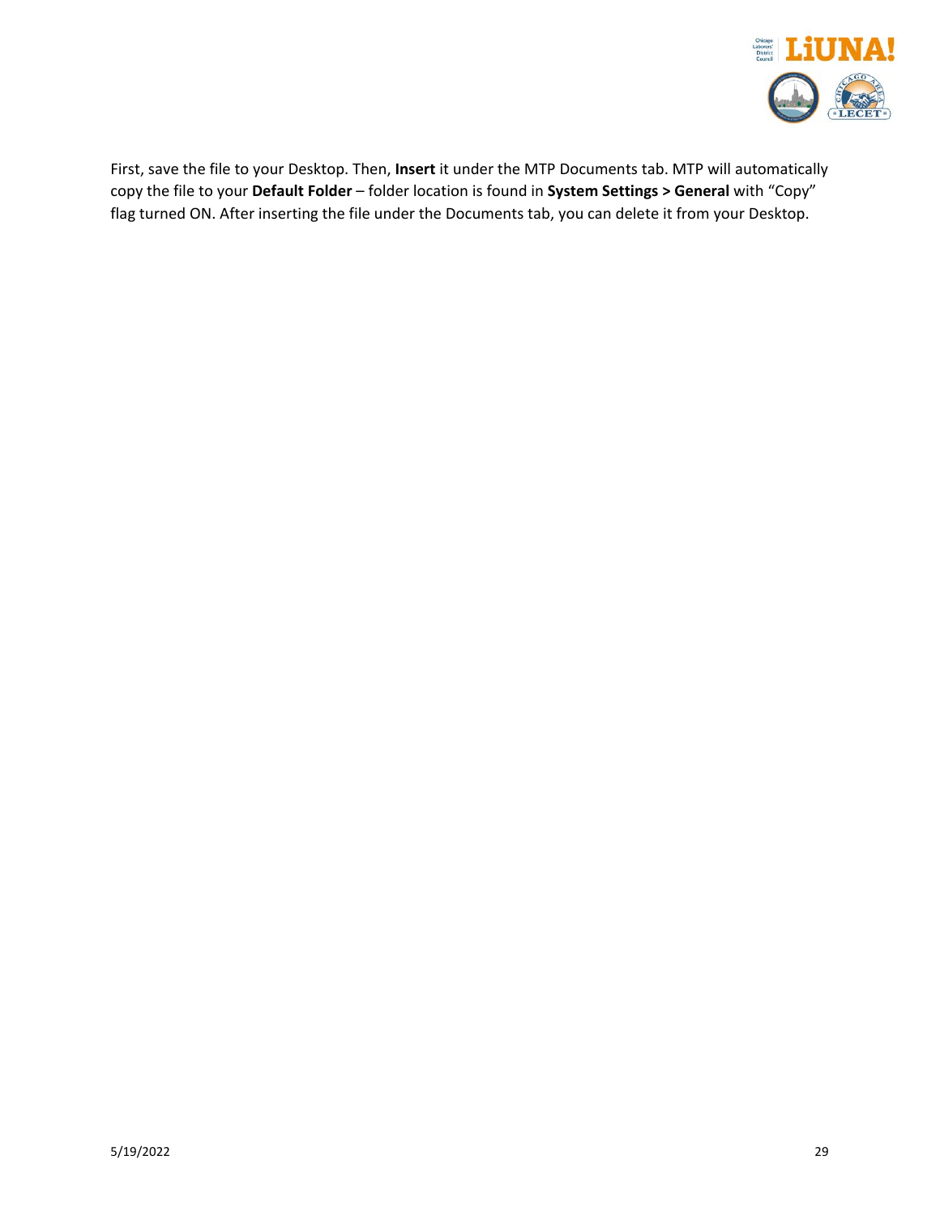First, save the file to your Desktop. Then, **Insert** it under the MTP Documents tab. MTP will automatically copy the file to your **Default Folder** – folder location is found in **System Settings > General** with "Copy" flag turned ON. After inserting the file under the Documents tab, you can delete it from your Desktop.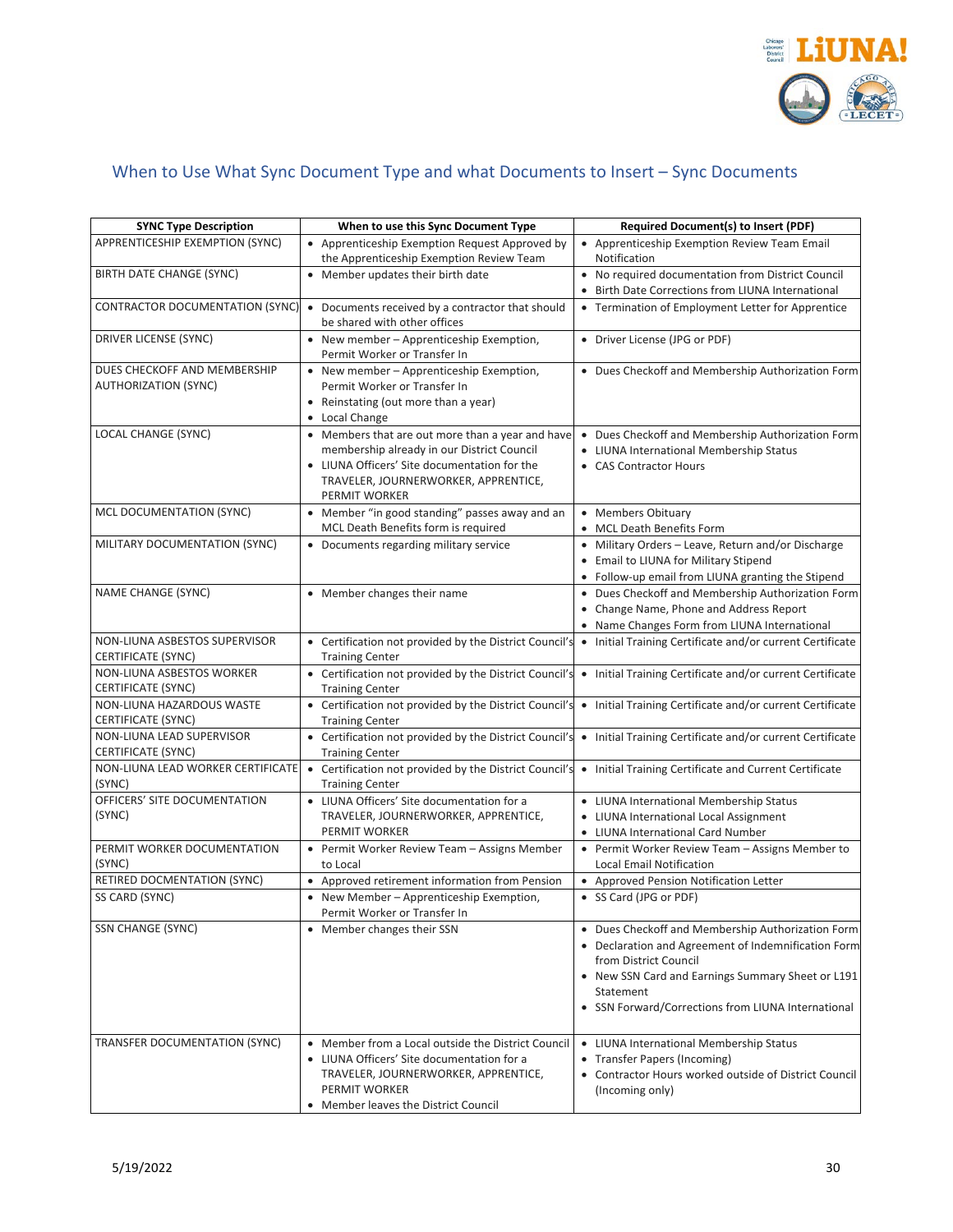## When to Use What Sync Document Type and what Documents to Insert – Sync Documents

| SYNC Type Description | When to use this Sync Document Type | Required Document(s) to Insert (PDF) |
|---|---|---|
| APPRENTICESHIP EXEMPTION (SYNC) | • Apprenticeship Exemption Request Approved by the Apprenticeship Exemption Review Team | • Apprenticeship Exemption Review Team Email Notification |
| BIRTH DATE CHANGE (SYNC) | • Member updates their birth date | • No required documentation from District Council<br>• Birth Date Corrections from LIUNA International |
| CONTRACTOR DOCUMENTATION (SYNC) | • Documents received by a contractor that should be shared with other offices | • Termination of Employment Letter for Apprentice |
| DRIVER LICENSE (SYNC) | • New member – Apprenticeship Exemption, Permit Worker or Transfer In | • Driver License (JPG or PDF) |
| DUES CHECKOFF AND MEMBERSHIP AUTHORIZATION (SYNC) | • New member – Apprenticeship Exemption, Permit Worker or Transfer In<br>• Reinstating (out more than a year)<br>• Local Change | • Dues Checkoff and Membership Authorization Form |
| LOCAL CHANGE (SYNC) | • Members that are out more than a year and have membership already in our District Council<br>• LIUNA Officers' Site documentation for the TRAVELER, JOURNERWORKER, APPRENTICE, PERMIT WORKER | • Dues Checkoff and Membership Authorization Form<br>• LIUNA International Membership Status<br>• CAS Contractor Hours |
| MCL DOCUMENTATION (SYNC) | • Member "in good standing" passes away and an MCL Death Benefits form is required | • Members Obituary<br>• MCL Death Benefits Form |
| MILITARY DOCUMENTATION (SYNC) | • Documents regarding military service | • Military Orders – Leave, Return and/or Discharge<br>• Email to LIUNA for Military Stipend<br>• Follow-up email from LIUNA granting the Stipend |
| NAME CHANGE (SYNC) | • Member changes their name | • Dues Checkoff and Membership Authorization Form<br>• Change Name, Phone and Address Report<br>• Name Changes Form from LIUNA International |
| NON-LIUNA ASBESTOS SUPERVISOR CERTIFICATE (SYNC) | • Certification not provided by the District Council's Training Center | • Initial Training Certificate and/or current Certificate |
| NON-LIUNA ASBESTOS WORKER CERTIFICATE (SYNC) | • Certification not provided by the District Council's Training Center | • Initial Training Certificate and/or current Certificate |
| NON-LIUNA HAZARDOUS WASTE CERTIFICATE (SYNC) | • Certification not provided by the District Council's Training Center | • Initial Training Certificate and/or current Certificate |
| NON-LIUNA LEAD SUPERVISOR CERTIFICATE (SYNC) | • Certification not provided by the District Council's Training Center | • Initial Training Certificate and/or current Certificate |
| NON-LIUNA LEAD WORKER CERTIFICATE (SYNC) | • Certification not provided by the District Council's Training Center | • Initial Training Certificate and Current Certificate |
| OFFICERS' SITE DOCUMENTATION (SYNC) | • LIUNA Officers' Site documentation for a TRAVELER, JOURNERWORKER, APPRENTICE, PERMIT WORKER | • LIUNA International Membership Status<br>• LIUNA International Local Assignment<br>• LIUNA International Card Number |
| PERMIT WORKER DOCUMENTATION (SYNC) | • Permit Worker Review Team – Assigns Member to Local | • Permit Worker Review Team – Assigns Member to Local Email Notification |
| RETIRED DOCMENTATION (SYNC) | • Approved retirement information from Pension | • Approved Pension Notification Letter |
| SS CARD (SYNC) | • New Member – Apprenticeship Exemption, Permit Worker or Transfer In | • SS Card (JPG or PDF) |
| SSN CHANGE (SYNC) | • Member changes their SSN | • Dues Checkoff and Membership Authorization Form<br>• Declaration and Agreement of Indemnification Form from District Council<br>• New SSN Card and Earnings Summary Sheet or L191 Statement<br>• SSN Forward/Corrections from LIUNA International |
| TRANSFER DOCUMENTATION (SYNC) | • Member from a Local outside the District Council<br>• LIUNA Officers' Site documentation for a TRAVELER, JOURNERWORKER, APPRENTICE, PERMIT WORKER<br>• Member leaves the District Council | • LIUNA International Membership Status<br>• Transfer Papers (Incoming)<br>• Contractor Hours worked outside of District Council (Incoming only) |

5/19/2022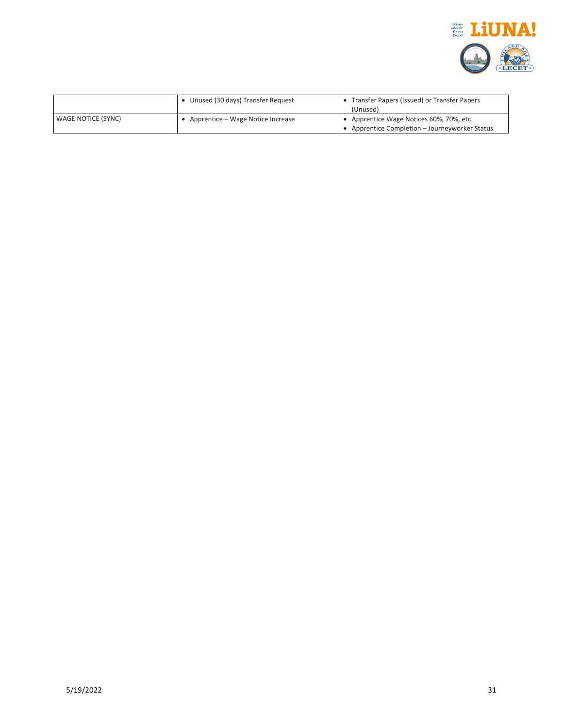| | | |
|---|---|---|
| | • Unused (30 days) Transfer Request | • Transfer Papers (Issued) or Transfer Papers (Unused) |
| WAGE NOTICE (SYNC) | • Apprentice – Wage Notice Increase | • Apprentice Wage Notices 60%, 70%, etc.<br>• Apprentice Completion – Journeyworker Status |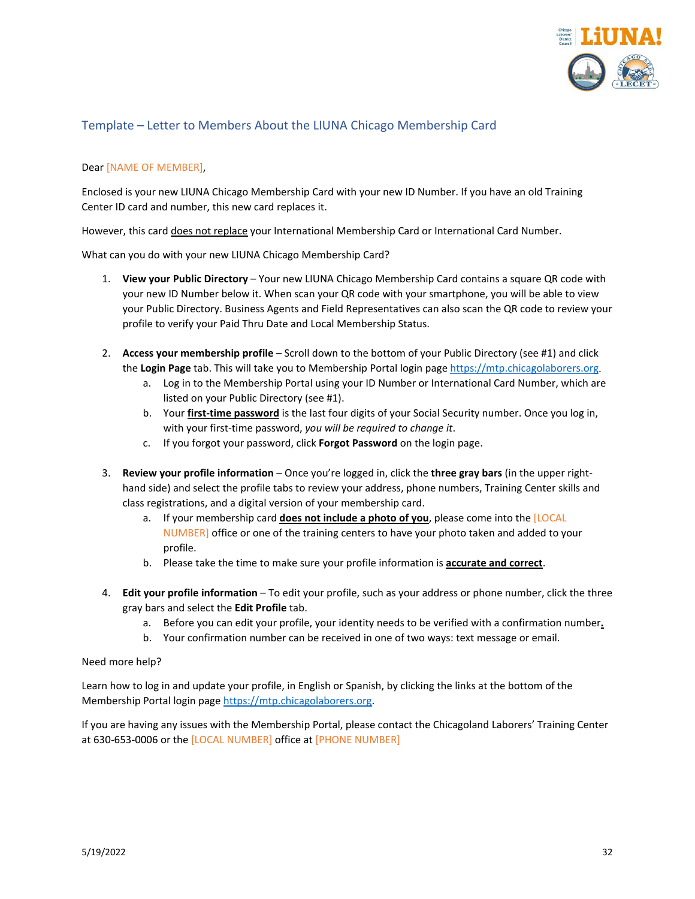## Template – Letter to Members About the LIUNA Chicago Membership Card

Dear [NAME OF MEMBER],

Enclosed is your new LIUNA Chicago Membership Card with your new ID Number. If you have an old Training Center ID card and number, this new card replaces it.

However, this card <u>does not replace</u> your International Membership Card or International Card Number.

What can you do with your new LIUNA Chicago Membership Card?

1. **View your Public Directory** – Your new LIUNA Chicago Membership Card contains a square QR code with your new ID Number below it. When scan your QR code with your smartphone, you will be able to view your Public Directory. Business Agents and Field Representatives can also scan the QR code to review your profile to verify your Paid Thru Date and Local Membership Status.

2. **Access your membership profile** – Scroll down to the bottom of your Public Directory (see #1) and click the **Login Page** tab. This will take you to Membership Portal login page https://mtp.chicagolaborers.org.
   a. Log in to the Membership Portal using your ID Number or International Card Number, which are listed on your Public Directory (see #1).
   b. Your **<u>first-time password</u>** is the last four digits of your Social Security number. Once you log in, with your first-time password, *you will be required to change it*.
   c. If you forgot your password, click **Forgot Password** on the login page.

3. **Review your profile information** – Once you're logged in, click the **three gray bars** (in the upper right-hand side) and select the profile tabs to review your address, phone numbers, Training Center skills and class registrations, and a digital version of your membership card.
   a. If your membership card **<u>does not include a photo of you</u>**, please come into the [LOCAL NUMBER] office or one of the training centers to have your photo taken and added to your profile.
   b. Please take the time to make sure your profile information is **<u>accurate and correct</u>**.

4. **Edit your profile information** – To edit your profile, such as your address or phone number, click the three gray bars and select the **Edit Profile** tab.
   a. Before you can edit your profile, your identity needs to be verified with a confirmation number.
   b. Your confirmation number can be received in one of two ways: text message or email.

Need more help?

Learn how to log in and update your profile, in English or Spanish, by clicking the links at the bottom of the Membership Portal login page https://mtp.chicagolaborers.org.

If you are having any issues with the Membership Portal, please contact the Chicagoland Laborers' Training Center at 630-653-0006 or the [LOCAL NUMBER] office at [PHONE NUMBER]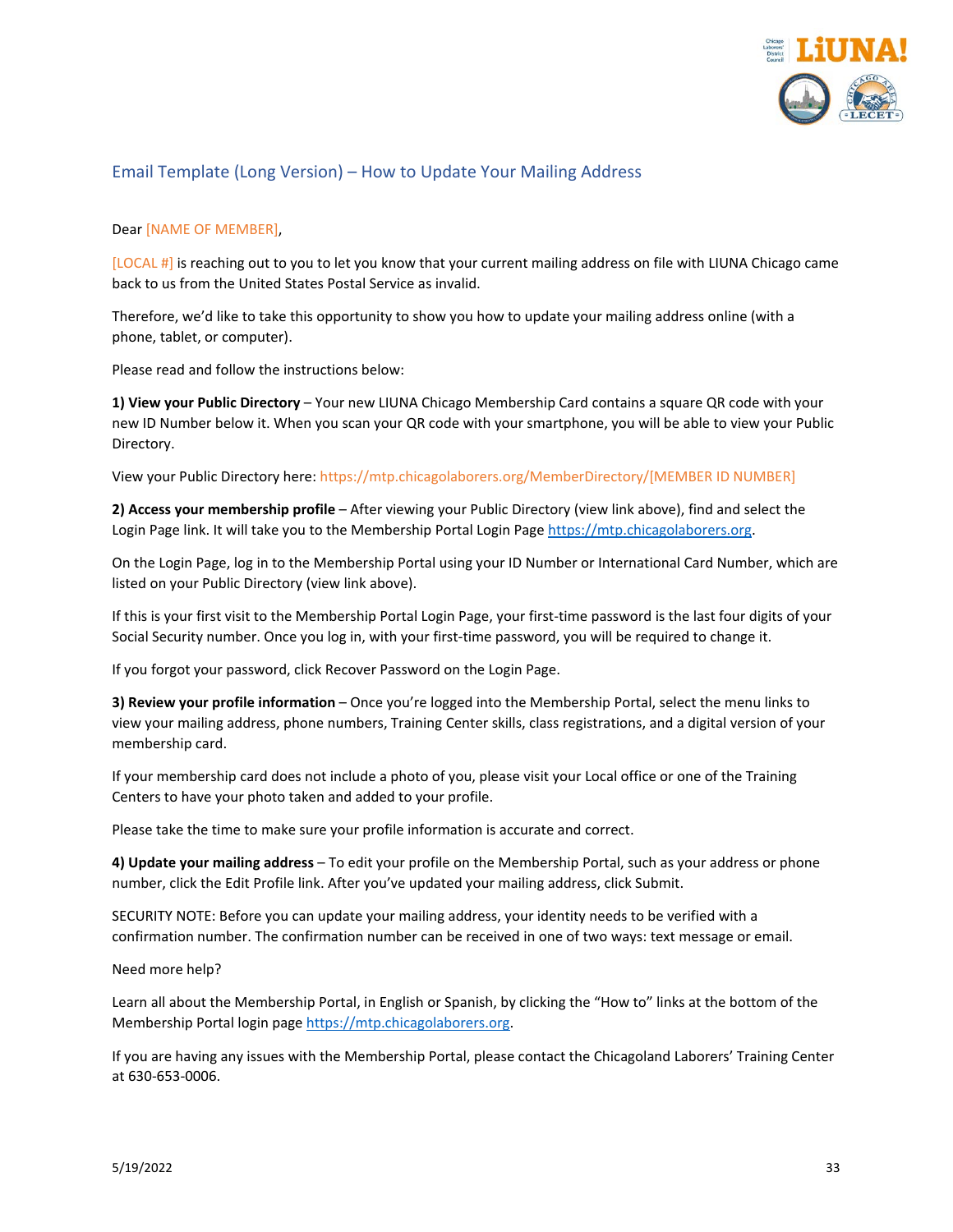## Email Template (Long Version) – How to Update Your Mailing Address

Dear [NAME OF MEMBER],

[LOCAL #] is reaching out to you to let you know that your current mailing address on file with LIUNA Chicago came back to us from the United States Postal Service as invalid.

Therefore, we'd like to take this opportunity to show you how to update your mailing address online (with a phone, tablet, or computer).

Please read and follow the instructions below:

**1) View your Public Directory** – Your new LIUNA Chicago Membership Card contains a square QR code with your new ID Number below it. When you scan your QR code with your smartphone, you will be able to view your Public Directory.

View your Public Directory here: https://mtp.chicagolaborers.org/MemberDirectory/[MEMBER ID NUMBER]

**2) Access your membership profile** – After viewing your Public Directory (view link above), find and select the Login Page link. It will take you to the Membership Portal Login Page https://mtp.chicagolaborers.org.

On the Login Page, log in to the Membership Portal using your ID Number or International Card Number, which are listed on your Public Directory (view link above).

If this is your first visit to the Membership Portal Login Page, your first-time password is the last four digits of your Social Security number. Once you log in, with your first-time password, you will be required to change it.

If you forgot your password, click Recover Password on the Login Page.

**3) Review your profile information** – Once you're logged into the Membership Portal, select the menu links to view your mailing address, phone numbers, Training Center skills, class registrations, and a digital version of your membership card.

If your membership card does not include a photo of you, please visit your Local office or one of the Training Centers to have your photo taken and added to your profile.

Please take the time to make sure your profile information is accurate and correct.

**4) Update your mailing address** – To edit your profile on the Membership Portal, such as your address or phone number, click the Edit Profile link. After you've updated your mailing address, click Submit.

SECURITY NOTE: Before you can update your mailing address, your identity needs to be verified with a confirmation number. The confirmation number can be received in one of two ways: text message or email.

Need more help?

Learn all about the Membership Portal, in English or Spanish, by clicking the "How to" links at the bottom of the Membership Portal login page https://mtp.chicagolaborers.org.

If you are having any issues with the Membership Portal, please contact the Chicagoland Laborers' Training Center at 630-653-0006.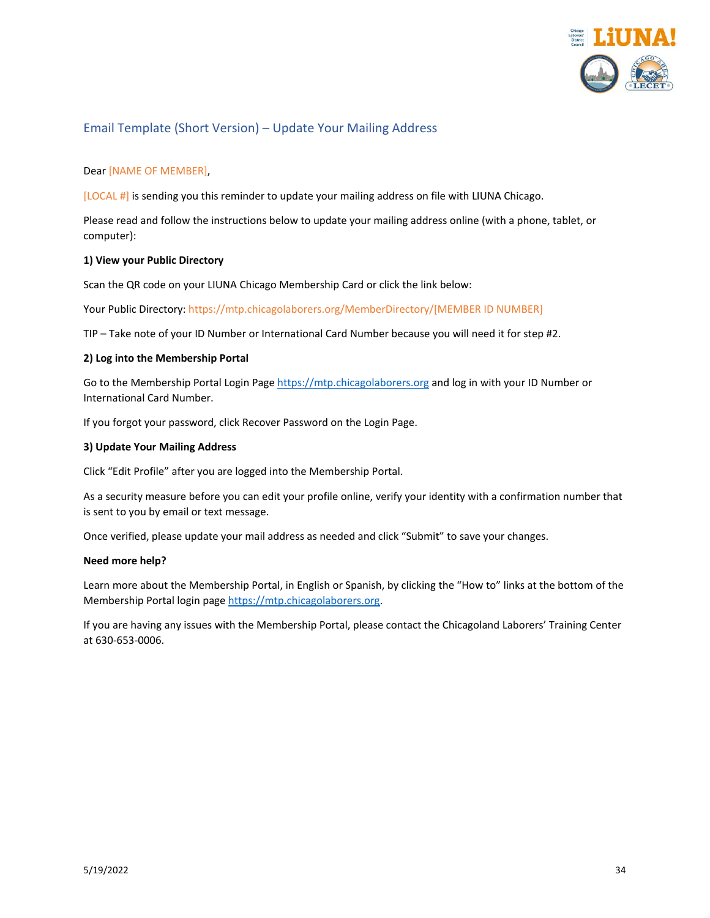## Email Template (Short Version) – Update Your Mailing Address

Dear [NAME OF MEMBER],

[LOCAL #] is sending you this reminder to update your mailing address on file with LIUNA Chicago.

Please read and follow the instructions below to update your mailing address online (with a phone, tablet, or computer):

**1) View your Public Directory**

Scan the QR code on your LIUNA Chicago Membership Card or click the link below:

Your Public Directory: https://mtp.chicagolaborers.org/MemberDirectory/[MEMBER ID NUMBER]

TIP – Take note of your ID Number or International Card Number because you will need it for step #2.

**2) Log into the Membership Portal**

Go to the Membership Portal Login Page https://mtp.chicagolaborers.org and log in with your ID Number or International Card Number.

If you forgot your password, click Recover Password on the Login Page.

**3) Update Your Mailing Address**

Click "Edit Profile" after you are logged into the Membership Portal.

As a security measure before you can edit your profile online, verify your identity with a confirmation number that is sent to you by email or text message.

Once verified, please update your mail address as needed and click "Submit" to save your changes.

**Need more help?**

Learn more about the Membership Portal, in English or Spanish, by clicking the "How to" links at the bottom of the Membership Portal login page https://mtp.chicagolaborers.org.

If you are having any issues with the Membership Portal, please contact the Chicagoland Laborers' Training Center at 630-653-0006.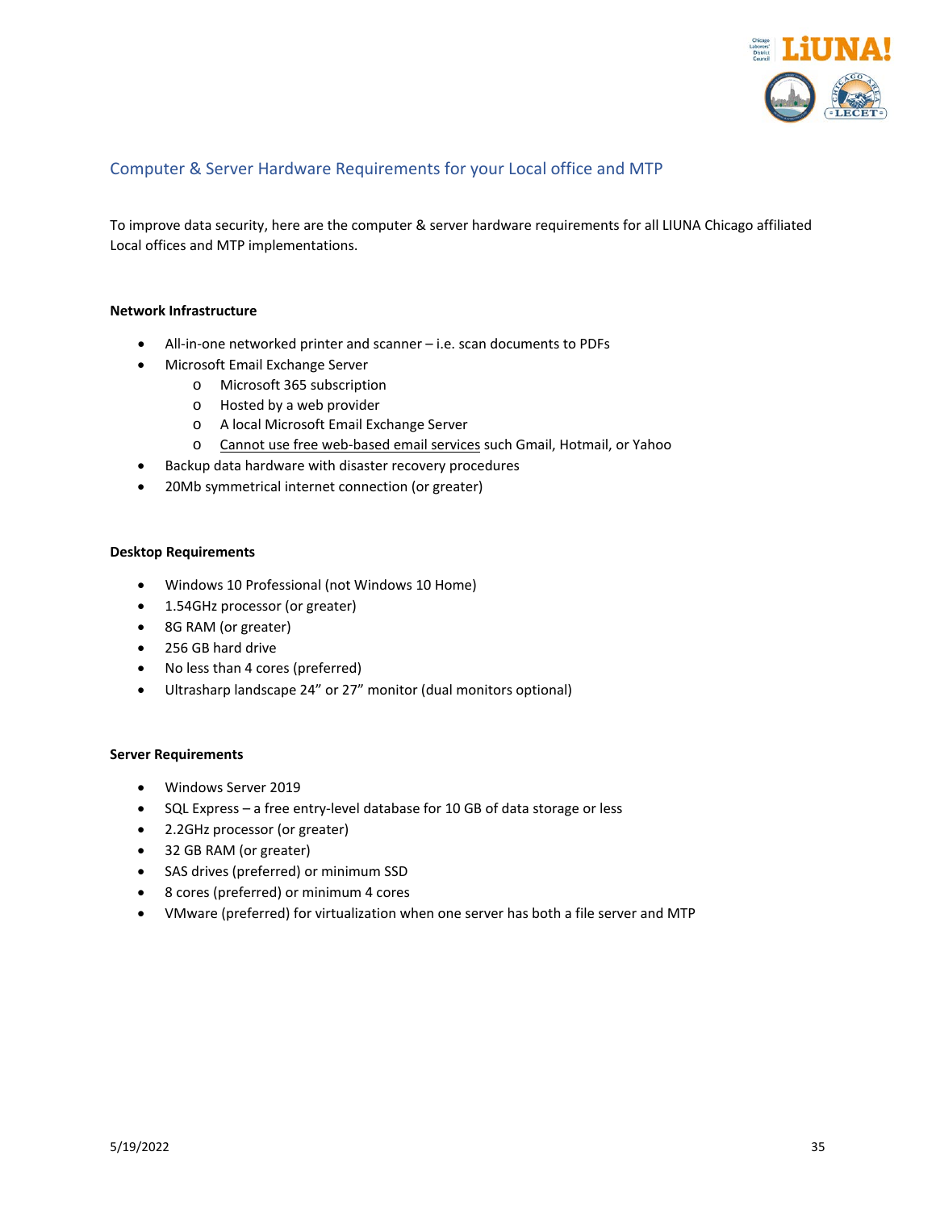## Computer & Server Hardware Requirements for your Local office and MTP

To improve data security, here are the computer & server hardware requirements for all LIUNA Chicago affiliated Local offices and MTP implementations.

**Network Infrastructure**

- All-in-one networked printer and scanner – i.e. scan documents to PDFs
- Microsoft Email Exchange Server
  - Microsoft 365 subscription
  - Hosted by a web provider
  - A local Microsoft Email Exchange Server
  - Cannot use free web-based email services such Gmail, Hotmail, or Yahoo
- Backup data hardware with disaster recovery procedures
- 20Mb symmetrical internet connection (or greater)

**Desktop Requirements**

- Windows 10 Professional (not Windows 10 Home)
- 1.54GHz processor (or greater)
- 8G RAM (or greater)
- 256 GB hard drive
- No less than 4 cores (preferred)
- Ultrasharp landscape 24" or 27" monitor (dual monitors optional)

**Server Requirements**

- Windows Server 2019
- SQL Express – a free entry-level database for 10 GB of data storage or less
- 2.2GHz processor (or greater)
- 32 GB RAM (or greater)
- SAS drives (preferred) or minimum SSD
- 8 cores (preferred) or minimum 4 cores
- VMware (preferred) for virtualization when one server has both a file server and MTP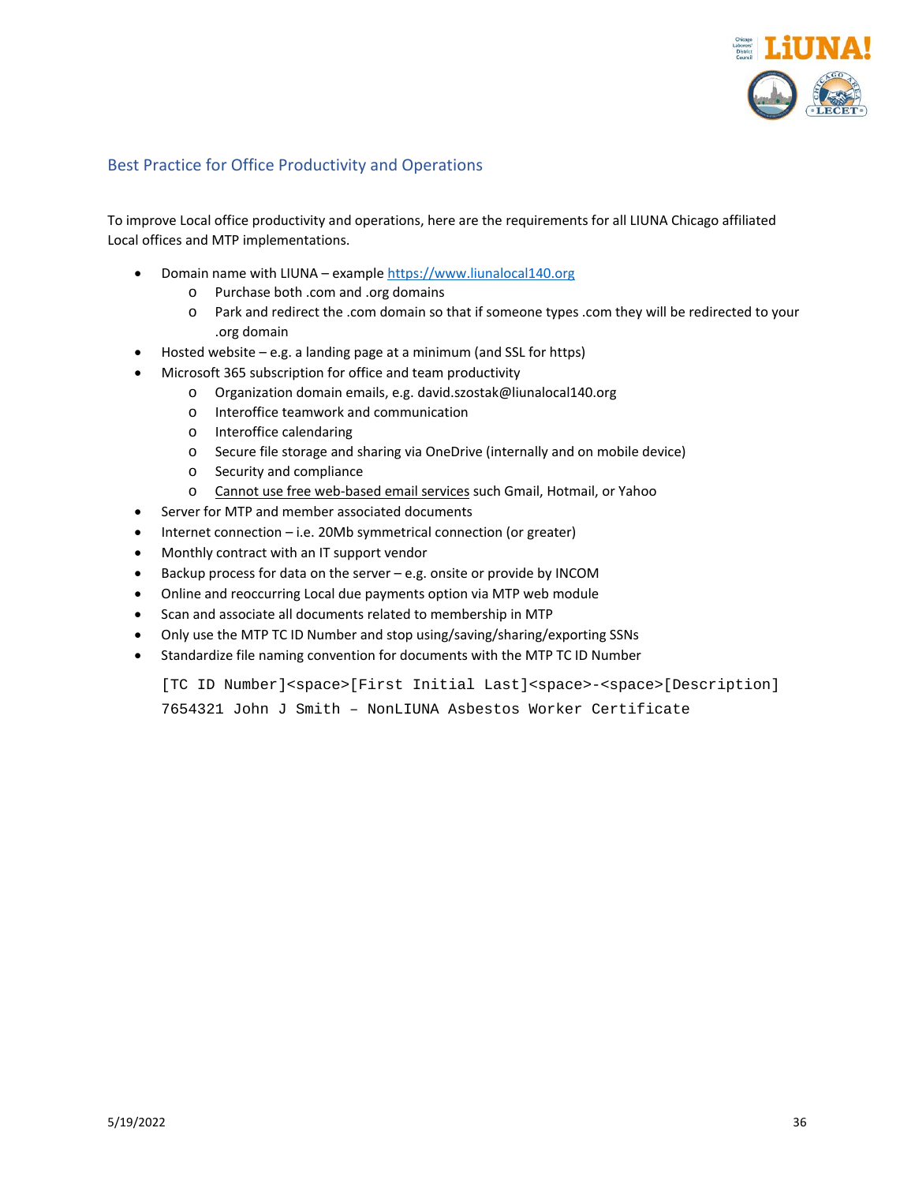## Best Practice for Office Productivity and Operations

To improve Local office productivity and operations, here are the requirements for all LIUNA Chicago affiliated Local offices and MTP implementations.

- Domain name with LIUNA – example [https://www.liunalocal140.org](https://www.liunalocal140.org)
  - Purchase both .com and .org domains
  - Park and redirect the .com domain so that if someone types .com they will be redirected to your .org domain
- Hosted website – e.g. a landing page at a minimum (and SSL for https)
- Microsoft 365 subscription for office and team productivity
  - Organization domain emails, e.g. david.szostak@liunalocal140.org
  - Interoffice teamwork and communication
  - Interoffice calendaring
  - Secure file storage and sharing via OneDrive (internally and on mobile device)
  - Security and compliance
  - <u>Cannot use free web-based email services</u> such Gmail, Hotmail, or Yahoo
- Server for MTP and member associated documents
- Internet connection – i.e. 20Mb symmetrical connection (or greater)
- Monthly contract with an IT support vendor
- Backup process for data on the server – e.g. onsite or provide by INCOM
- Online and reoccurring Local due payments option via MTP web module
- Scan and associate all documents related to membership in MTP
- Only use the MTP TC ID Number and stop using/saving/sharing/exporting SSNs
- Standardize file naming convention for documents with the MTP TC ID Number

```
[TC ID Number]<space>[First Initial Last]<space>-<space>[Description]
7654321 John J Smith – NonLIUNA Asbestos Worker Certificate
```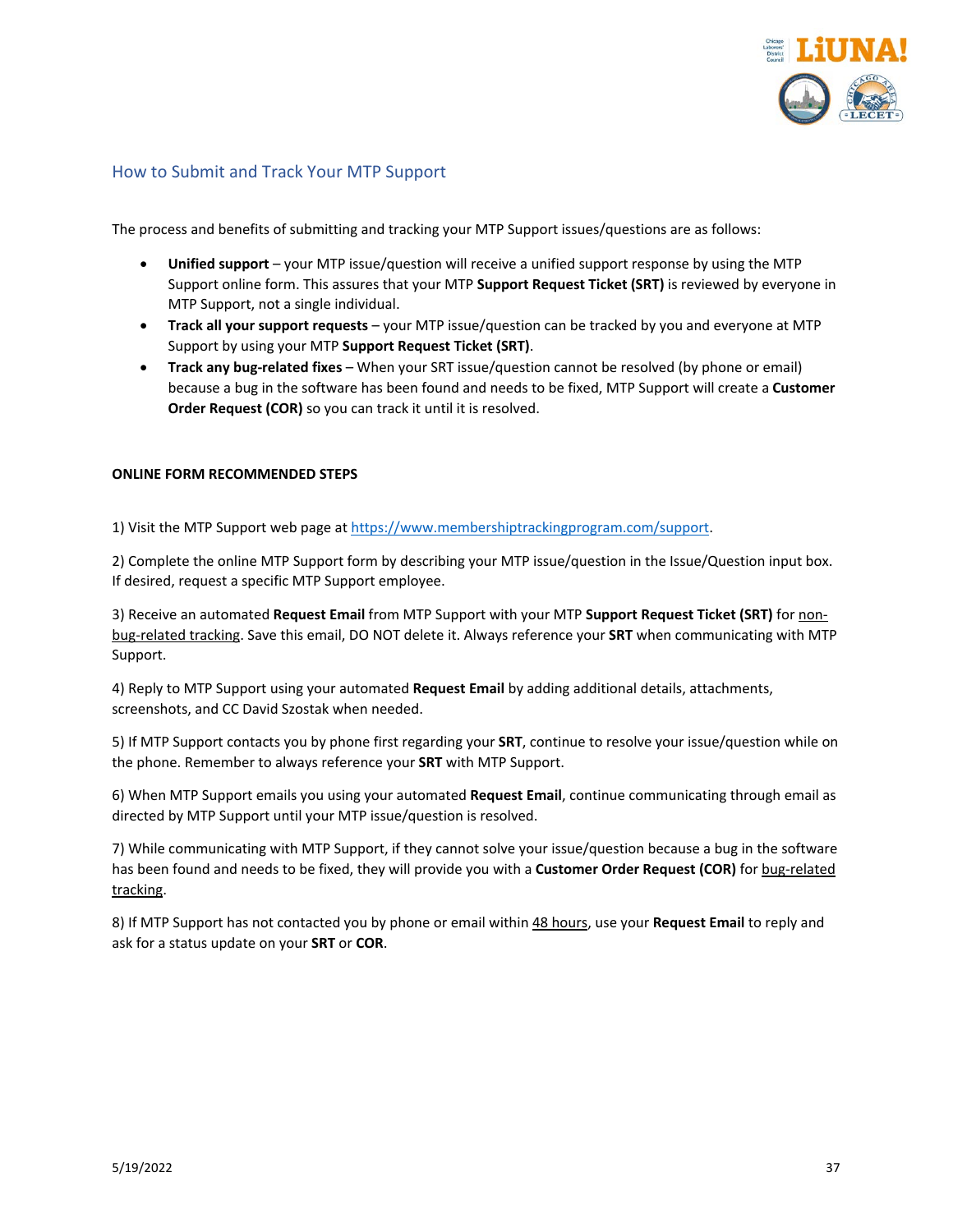## How to Submit and Track Your MTP Support

The process and benefits of submitting and tracking your MTP Support issues/questions are as follows:

- **Unified support** – your MTP issue/question will receive a unified support response by using the MTP Support online form. This assures that your MTP **Support Request Ticket (SRT)** is reviewed by everyone in MTP Support, not a single individual.
- **Track all your support requests** – your MTP issue/question can be tracked by you and everyone at MTP Support by using your MTP **Support Request Ticket (SRT)**.
- **Track any bug-related fixes** – When your SRT issue/question cannot be resolved (by phone or email) because a bug in the software has been found and needs to be fixed, MTP Support will create a **Customer Order Request (COR)** so you can track it until it is resolved.

**ONLINE FORM RECOMMENDED STEPS**

1) Visit the MTP Support web page at [https://www.membershiptrackingprogram.com/support](https://www.membershiptrackingprogram.com/support).

2) Complete the online MTP Support form by describing your MTP issue/question in the Issue/Question input box. If desired, request a specific MTP Support employee.

3) Receive an automated **Request Email** from MTP Support with your MTP **Support Request Ticket (SRT)** for non-bug-related tracking. Save this email, DO NOT delete it. Always reference your **SRT** when communicating with MTP Support.

4) Reply to MTP Support using your automated **Request Email** by adding additional details, attachments, screenshots, and CC David Szostak when needed.

5) If MTP Support contacts you by phone first regarding your **SRT**, continue to resolve your issue/question while on the phone. Remember to always reference your **SRT** with MTP Support.

6) When MTP Support emails you using your automated **Request Email**, continue communicating through email as directed by MTP Support until your MTP issue/question is resolved.

7) While communicating with MTP Support, if they cannot solve your issue/question because a bug in the software has been found and needs to be fixed, they will provide you with a **Customer Order Request (COR)** for bug-related tracking.

8) If MTP Support has not contacted you by phone or email within 48 hours, use your **Request Email** to reply and ask for a status update on your **SRT** or **COR**.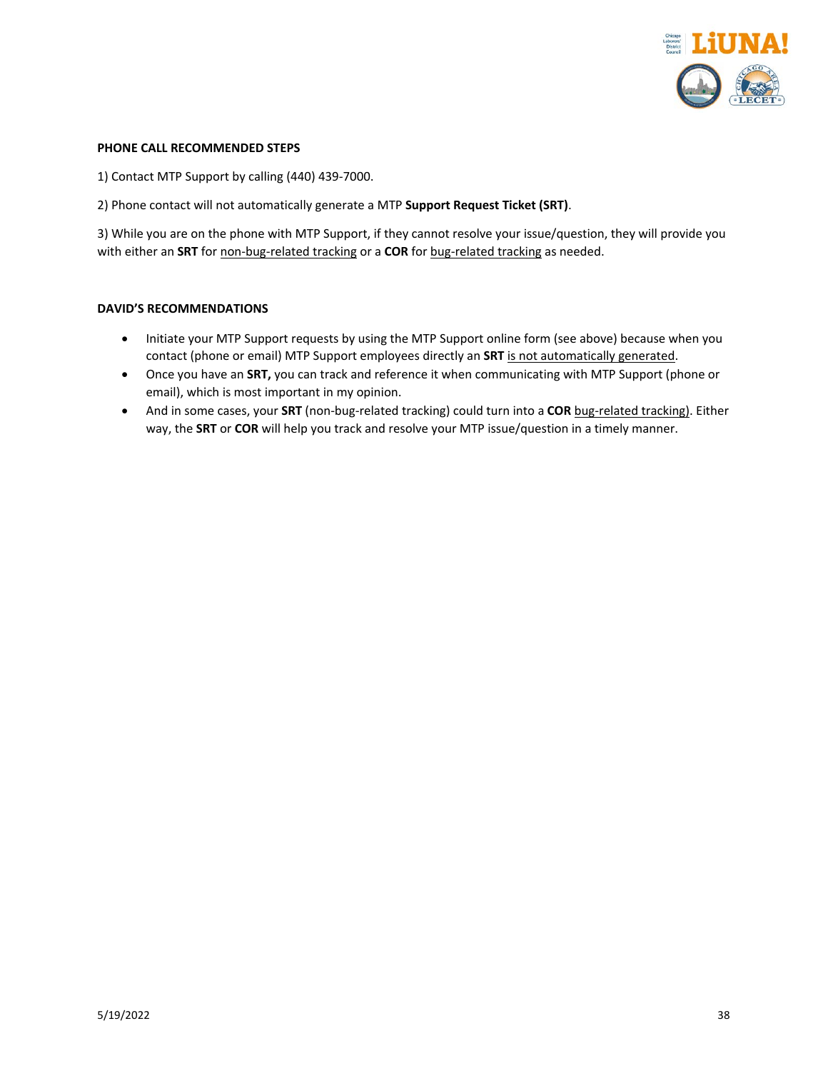**PHONE CALL RECOMMENDED STEPS**

1) Contact MTP Support by calling (440) 439-7000.

2) Phone contact will not automatically generate a MTP **Support Request Ticket (SRT)**.

3) While you are on the phone with MTP Support, if they cannot resolve your issue/question, they will provide you with either an **SRT** for non-bug-related tracking or a **COR** for bug-related tracking as needed.

**DAVID'S RECOMMENDATIONS**

- Initiate your MTP Support requests by using the MTP Support online form (see above) because when you contact (phone or email) MTP Support employees directly an **SRT** is not automatically generated.
- Once you have an **SRT,** you can track and reference it when communicating with MTP Support (phone or email), which is most important in my opinion.
- And in some cases, your **SRT** (non-bug-related tracking) could turn into a **COR** bug-related tracking). Either way, the **SRT** or **COR** will help you track and resolve your MTP issue/question in a timely manner.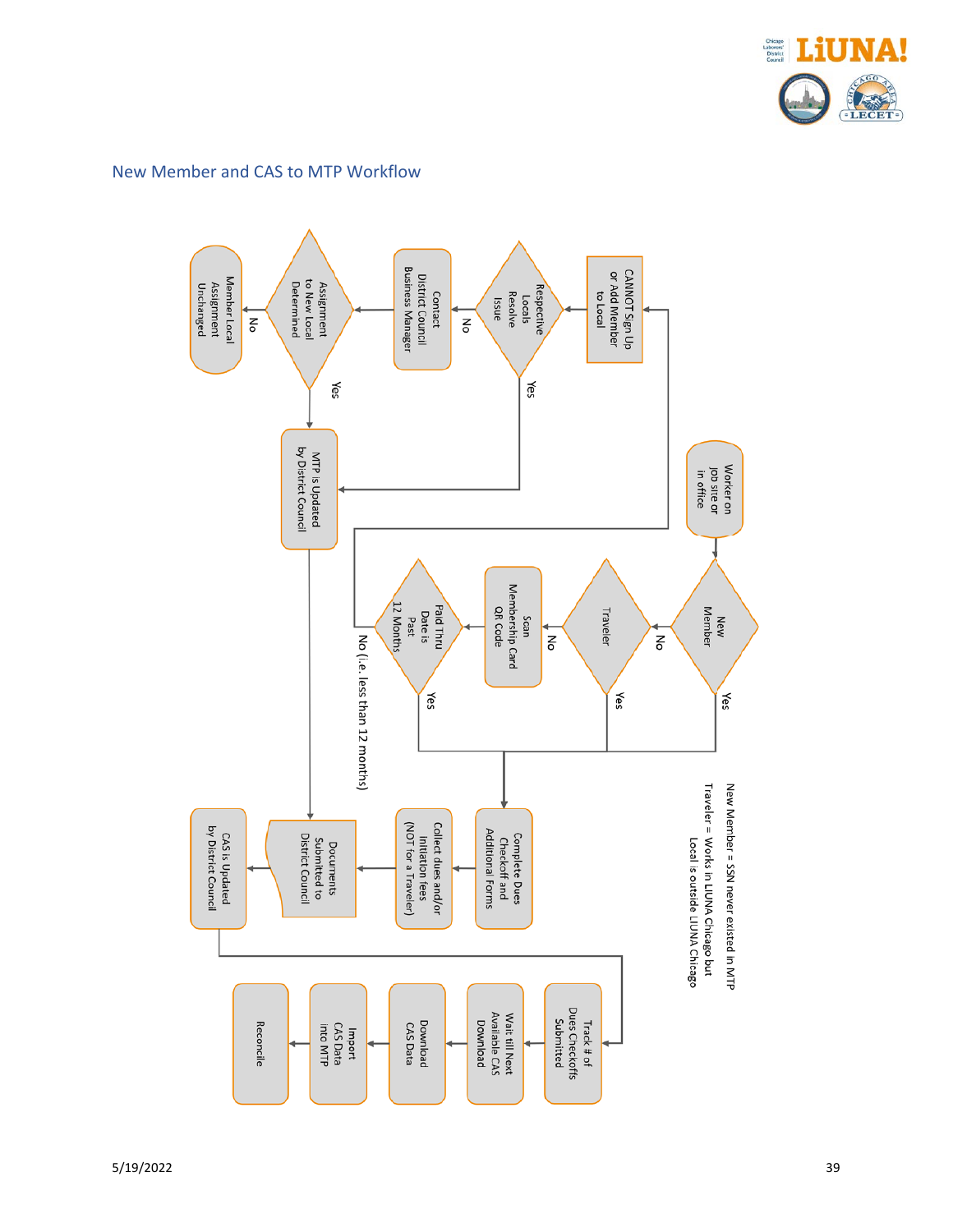## New Member and CAS to MTP Workflow

Worker on job site or in office

New Member

Yes

No

Traveler

Yes

No

Scan Membership Card QR Code

Paid Thru Date is Past 12 Months

Yes

No (i.e. less than 12 months)

CANNOT Sign Up or Add Member to Local

Respective Locals Resolve Issue

Yes

No

Contact District Council Business Manager

Assignment to New Local Determined

Yes

No

Member Local Assignment Unchanged

MTP is Updated by District Council

Complete Dues Checkoff and Additional Forms

Collect dues and/or initiation fees (NOT for a Traveler)

Documents Submitted to District Council

CAS is Updated by District Council

Track # of Dues Checkoffs Submitted

Wait till Next Available CAS Download

Download CAS Data

Import CAS Data into MTP

Reconcile

New Member = SSN never existed in MTP

Traveler = Works in LIUNA Chicago but Local is outside LIUNA Chicago

5/19/2022